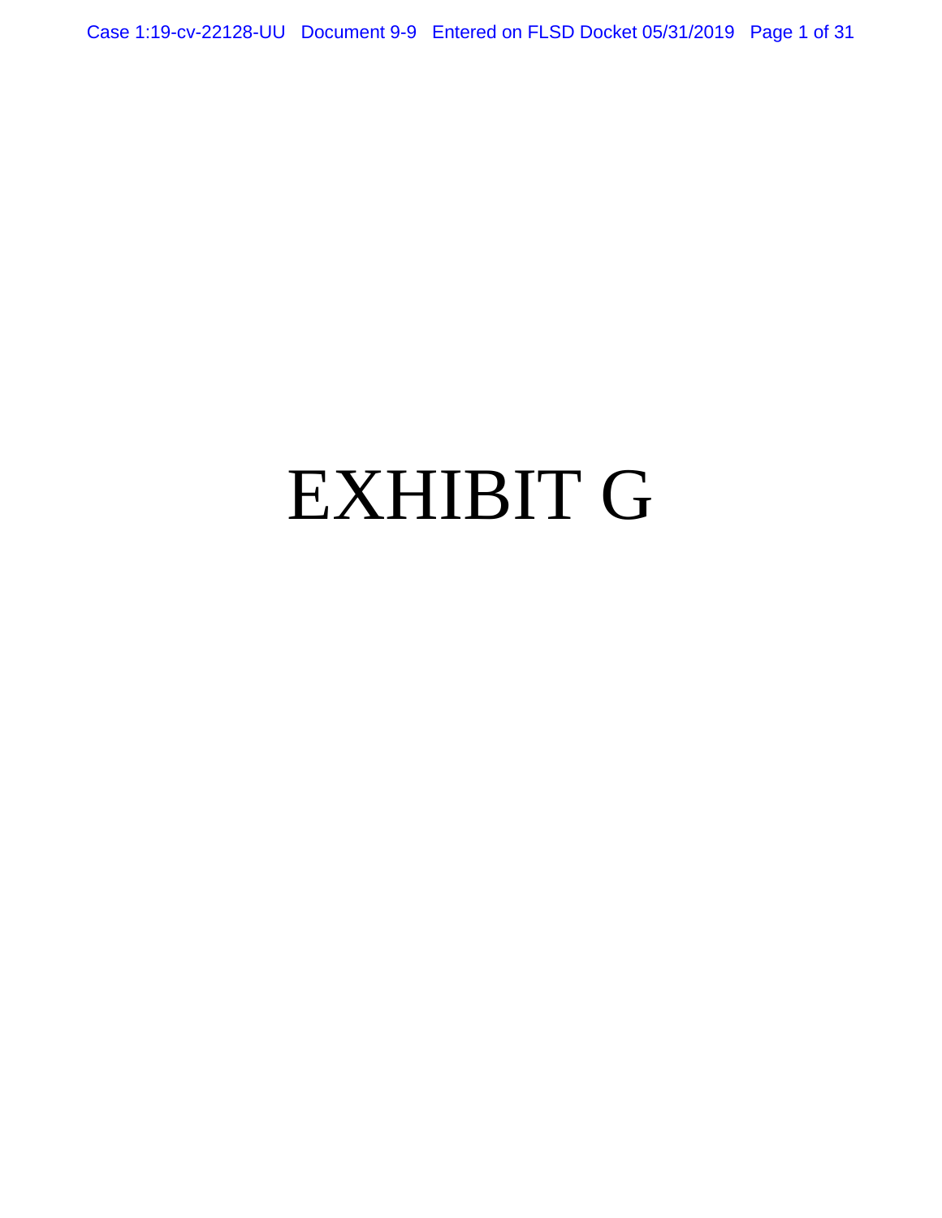# EXHIBIT G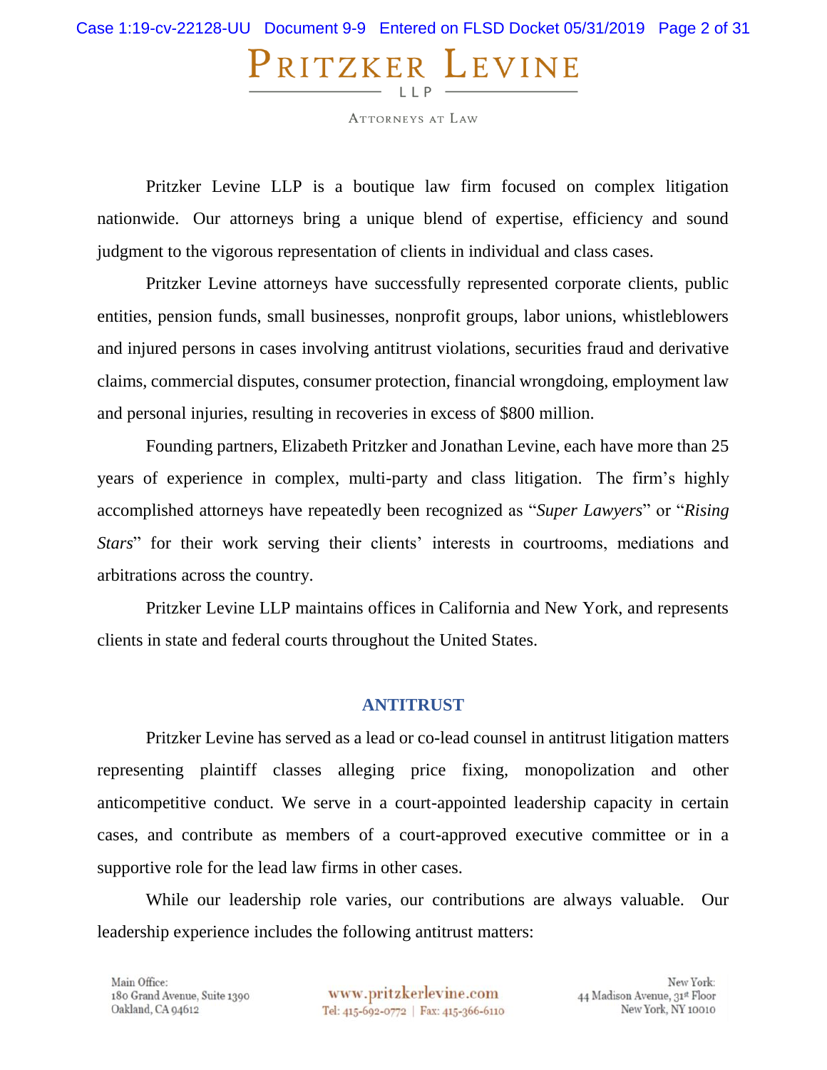# PRITZKER LEVINE

LLP

ATTORNEYS AT LAW

Pritzker Levine LLP is a boutique law firm focused on complex litigation nationwide. Our attorneys bring a unique blend of expertise, efficiency and sound judgment to the vigorous representation of clients in individual and class cases.

Pritzker Levine attorneys have successfully represented corporate clients, public entities, pension funds, small businesses, nonprofit groups, labor unions, whistleblowers and injured persons in cases involving antitrust violations, securities fraud and derivative claims, commercial disputes, consumer protection, financial wrongdoing, employment law and personal injuries, resulting in recoveries in excess of $800 million.

Founding partners, Elizabeth Pritzker and Jonathan Levine, each have more than 25 years of experience in complex, multi-party and class litigation. The firm's highly accomplished attorneys have repeatedly been recognized as "*Super Lawyers*" or "*Rising Stars*" for their work serving their clients' interests in courtrooms, mediations and arbitrations across the country.

Pritzker Levine LLP maintains offices in California and New York, and represents clients in state and federal courts throughout the United States.

## ANTITRUST

Pritzker Levine has served as a lead or co-lead counsel in antitrust litigation matters representing plaintiff classes alleging price fixing, monopolization and other anticompetitive conduct. We serve in a court-appointed leadership capacity in certain cases, and contribute as members of a court-approved executive committee or in a supportive role for the lead law firms in other cases.

While our leadership role varies, our contributions are always valuable. Our leadership experience includes the following antitrust matters:

Main Office:
180 Grand Avenue, Suite 1390
Oakland, CA 94612

www.pritzkerlevine.com
Tel: 415-692-0772 | Fax: 415-366-6110

New York:
44 Madison Avenue, 31st Floor
New York, NY 10010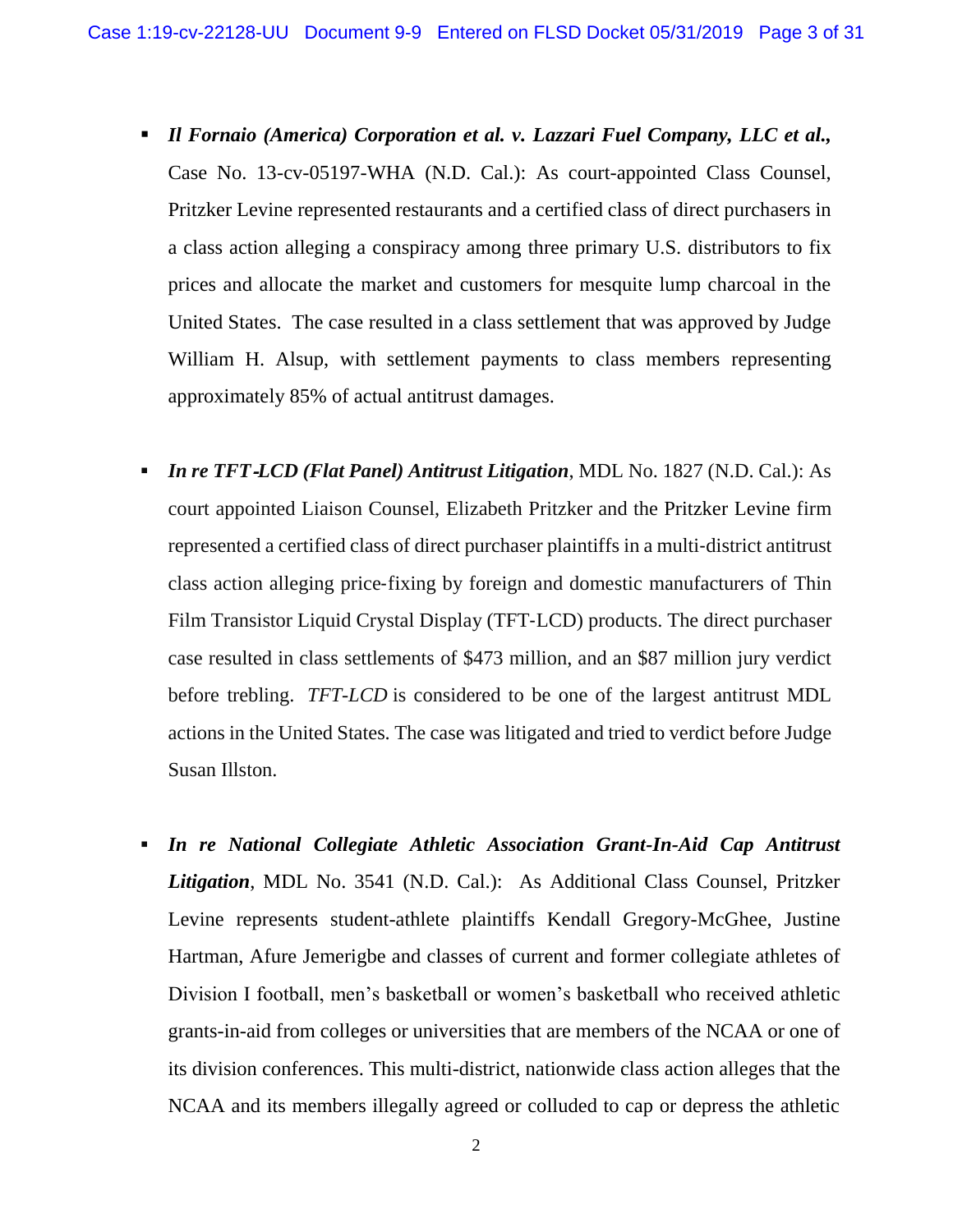- ***Il Fornaio (America) Corporation et al. v. Lazzari Fuel Company, LLC et al.***, Case No. 13-cv-05197-WHA (N.D. Cal.): As court-appointed Class Counsel, Pritzker Levine represented restaurants and a certified class of direct purchasers in a class action alleging a conspiracy among three primary U.S. distributors to fix prices and allocate the market and customers for mesquite lump charcoal in the United States. The case resulted in a class settlement that was approved by Judge William H. Alsup, with settlement payments to class members representing approximately 85% of actual antitrust damages.

- ***In re TFT-LCD (Flat Panel) Antitrust Litigation***, MDL No. 1827 (N.D. Cal.): As court appointed Liaison Counsel, Elizabeth Pritzker and the Pritzker Levine firm represented a certified class of direct purchaser plaintiffs in a multi-district antitrust class action alleging price-fixing by foreign and domestic manufacturers of Thin Film Transistor Liquid Crystal Display (TFT-LCD) products. The direct purchaser case resulted in class settlements of $473 million, and an $87 million jury verdict before trebling. *TFT-LCD* is considered to be one of the largest antitrust MDL actions in the United States. The case was litigated and tried to verdict before Judge Susan Illston.

- ***In re National Collegiate Athletic Association Grant-In-Aid Cap Antitrust Litigation***, MDL No. 3541 (N.D. Cal.): As Additional Class Counsel, Pritzker Levine represents student-athlete plaintiffs Kendall Gregory-McGhee, Justine Hartman, Afure Jemerigbe and classes of current and former collegiate athletes of Division I football, men's basketball or women's basketball who received athletic grants-in-aid from colleges or universities that are members of the NCAA or one of its division conferences. This multi-district, nationwide class action alleges that the NCAA and its members illegally agreed or colluded to cap or depress the athletic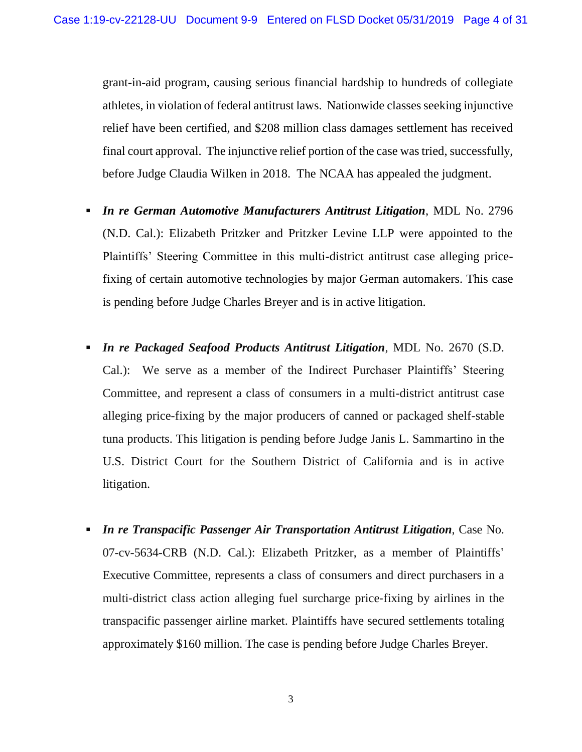grant-in-aid program, causing serious financial hardship to hundreds of collegiate athletes, in violation of federal antitrust laws. Nationwide classes seeking injunctive relief have been certified, and $208 million class damages settlement has received final court approval. The injunctive relief portion of the case was tried, successfully, before Judge Claudia Wilken in 2018. The NCAA has appealed the judgment.

- ***In re German Automotive Manufacturers Antitrust Litigation***, MDL No. 2796 (N.D. Cal.): Elizabeth Pritzker and Pritzker Levine LLP were appointed to the Plaintiffs' Steering Committee in this multi-district antitrust case alleging price-fixing of certain automotive technologies by major German automakers. This case is pending before Judge Charles Breyer and is in active litigation.

- ***In re Packaged Seafood Products Antitrust Litigation***, MDL No. 2670 (S.D. Cal.): We serve as a member of the Indirect Purchaser Plaintiffs' Steering Committee, and represent a class of consumers in a multi-district antitrust case alleging price-fixing by the major producers of canned or packaged shelf-stable tuna products. This litigation is pending before Judge Janis L. Sammartino in the U.S. District Court for the Southern District of California and is in active litigation.

- ***In re Transpacific Passenger Air Transportation Antitrust Litigation***, Case No. 07-cv-5634-CRB (N.D. Cal.): Elizabeth Pritzker, as a member of Plaintiffs' Executive Committee, represents a class of consumers and direct purchasers in a multi-district class action alleging fuel surcharge price-fixing by airlines in the transpacific passenger airline market. Plaintiffs have secured settlements totaling approximately $160 million. The case is pending before Judge Charles Breyer.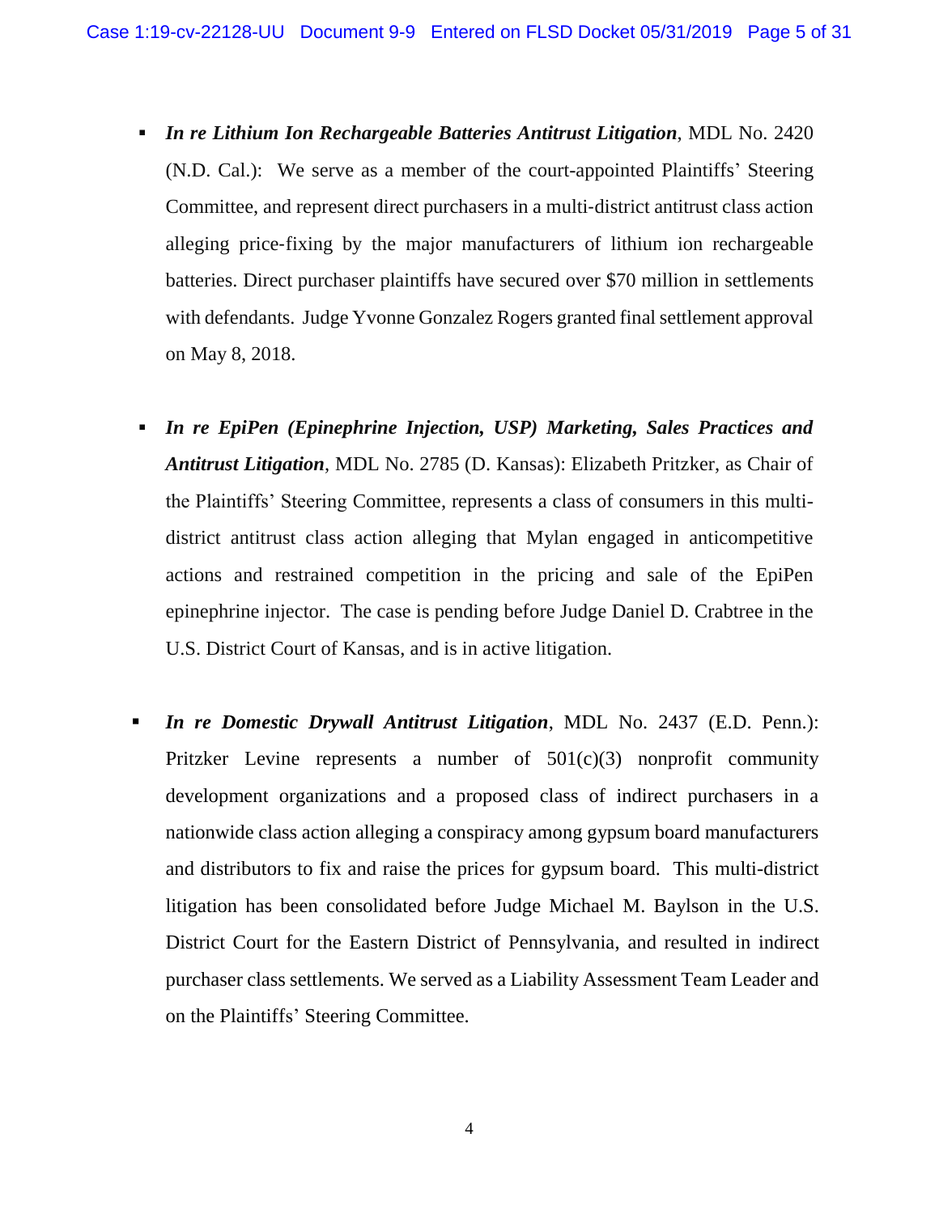- ***In re Lithium Ion Rechargeable Batteries Antitrust Litigation***, MDL No. 2420 (N.D. Cal.): We serve as a member of the court-appointed Plaintiffs' Steering Committee, and represent direct purchasers in a multi-district antitrust class action alleging price-fixing by the major manufacturers of lithium ion rechargeable batteries. Direct purchaser plaintiffs have secured over $70 million in settlements with defendants. Judge Yvonne Gonzalez Rogers granted final settlement approval on May 8, 2018.

- ***In re EpiPen (Epinephrine Injection, USP) Marketing, Sales Practices and Antitrust Litigation***, MDL No. 2785 (D. Kansas): Elizabeth Pritzker, as Chair of the Plaintiffs' Steering Committee, represents a class of consumers in this multi-district antitrust class action alleging that Mylan engaged in anticompetitive actions and restrained competition in the pricing and sale of the EpiPen epinephrine injector. The case is pending before Judge Daniel D. Crabtree in the U.S. District Court of Kansas, and is in active litigation.

- ***In re Domestic Drywall Antitrust Litigation***, MDL No. 2437 (E.D. Penn.): Pritzker Levine represents a number of 501(c)(3) nonprofit community development organizations and a proposed class of indirect purchasers in a nationwide class action alleging a conspiracy among gypsum board manufacturers and distributors to fix and raise the prices for gypsum board. This multi-district litigation has been consolidated before Judge Michael M. Baylson in the U.S. District Court for the Eastern District of Pennsylvania, and resulted in indirect purchaser class settlements. We served as a Liability Assessment Team Leader and on the Plaintiffs' Steering Committee.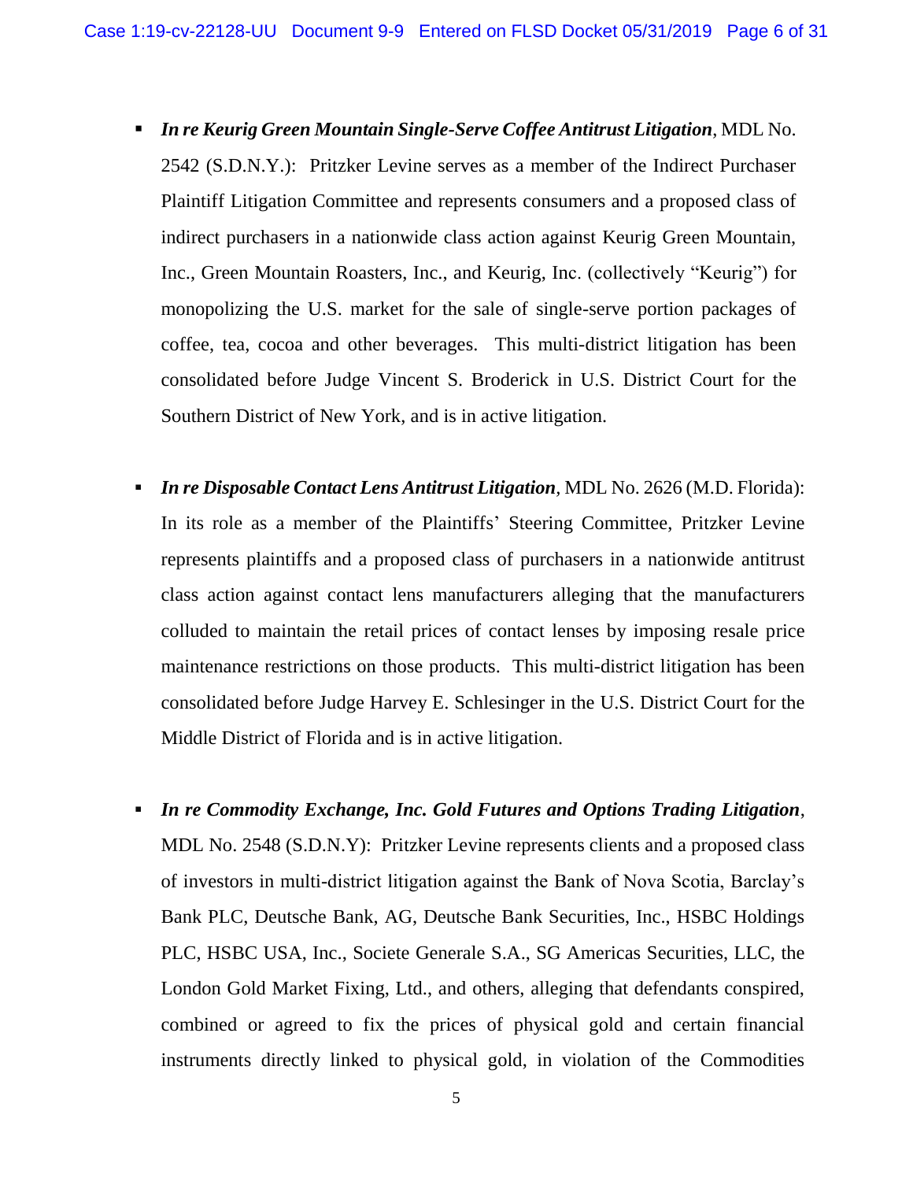- ***In re Keurig Green Mountain Single-Serve Coffee Antitrust Litigation***, MDL No. 2542 (S.D.N.Y.): Pritzker Levine serves as a member of the Indirect Purchaser Plaintiff Litigation Committee and represents consumers and a proposed class of indirect purchasers in a nationwide class action against Keurig Green Mountain, Inc., Green Mountain Roasters, Inc., and Keurig, Inc. (collectively "Keurig") for monopolizing the U.S. market for the sale of single-serve portion packages of coffee, tea, cocoa and other beverages. This multi-district litigation has been consolidated before Judge Vincent S. Broderick in U.S. District Court for the Southern District of New York, and is in active litigation.

- ***In re Disposable Contact Lens Antitrust Litigation***, MDL No. 2626 (M.D. Florida): In its role as a member of the Plaintiffs' Steering Committee, Pritzker Levine represents plaintiffs and a proposed class of purchasers in a nationwide antitrust class action against contact lens manufacturers alleging that the manufacturers colluded to maintain the retail prices of contact lenses by imposing resale price maintenance restrictions on those products. This multi-district litigation has been consolidated before Judge Harvey E. Schlesinger in the U.S. District Court for the Middle District of Florida and is in active litigation.

- ***In re Commodity Exchange, Inc. Gold Futures and Options Trading Litigation***, MDL No. 2548 (S.D.N.Y): Pritzker Levine represents clients and a proposed class of investors in multi-district litigation against the Bank of Nova Scotia, Barclay's Bank PLC, Deutsche Bank, AG, Deutsche Bank Securities, Inc., HSBC Holdings PLC, HSBC USA, Inc., Societe Generale S.A., SG Americas Securities, LLC, the London Gold Market Fixing, Ltd., and others, alleging that defendants conspired, combined or agreed to fix the prices of physical gold and certain financial instruments directly linked to physical gold, in violation of the Commodities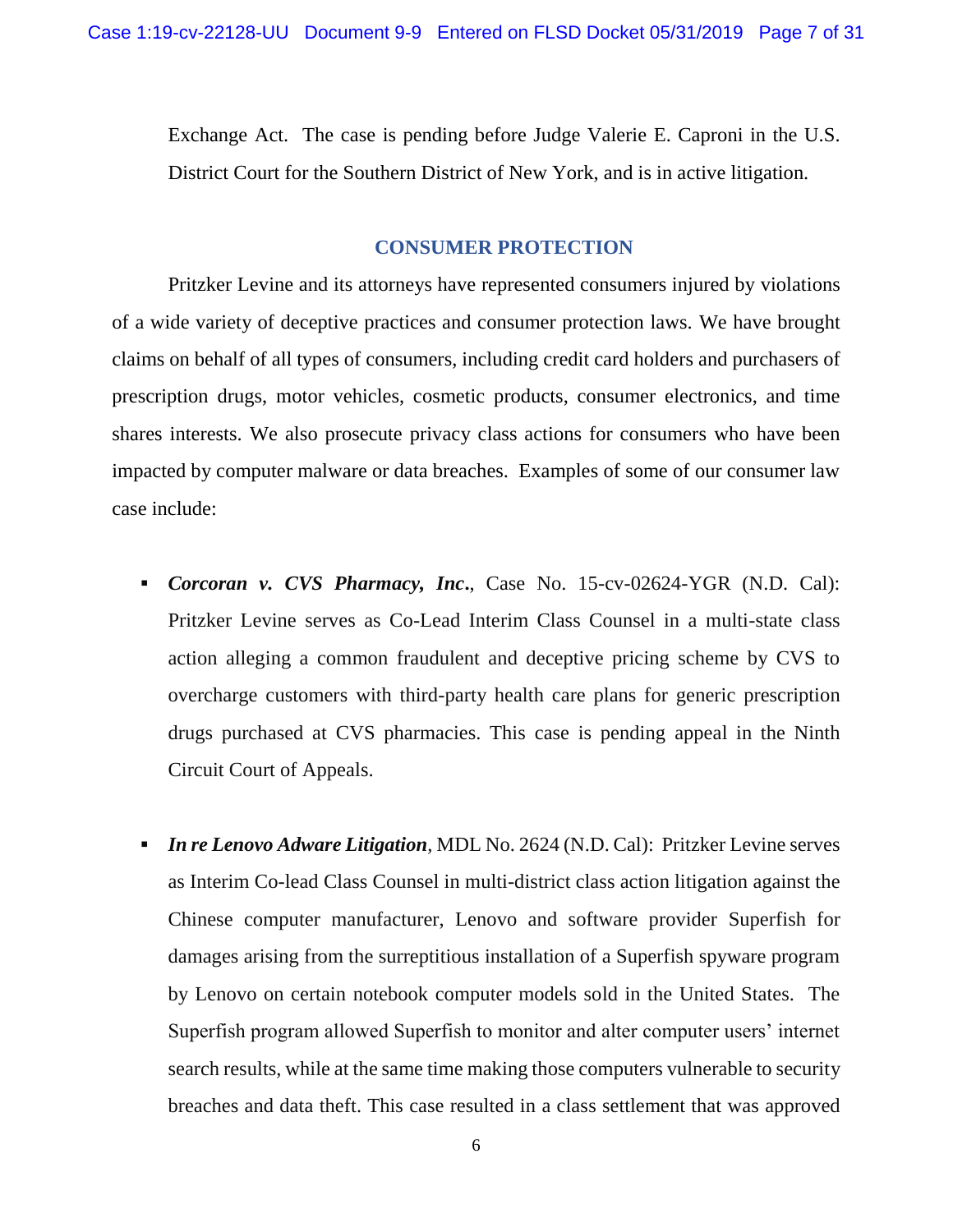Exchange Act. The case is pending before Judge Valerie E. Caproni in the U.S. District Court for the Southern District of New York, and is in active litigation.

## CONSUMER PROTECTION

Pritzker Levine and its attorneys have represented consumers injured by violations of a wide variety of deceptive practices and consumer protection laws. We have brought claims on behalf of all types of consumers, including credit card holders and purchasers of prescription drugs, motor vehicles, cosmetic products, consumer electronics, and time shares interests. We also prosecute privacy class actions for consumers who have been impacted by computer malware or data breaches. Examples of some of our consumer law case include:

- ***Corcoran v. CVS Pharmacy, Inc.***, Case No. 15-cv-02624-YGR (N.D. Cal): Pritzker Levine serves as Co-Lead Interim Class Counsel in a multi-state class action alleging a common fraudulent and deceptive pricing scheme by CVS to overcharge customers with third-party health care plans for generic prescription drugs purchased at CVS pharmacies. This case is pending appeal in the Ninth Circuit Court of Appeals.

- ***In re Lenovo Adware Litigation***, MDL No. 2624 (N.D. Cal): Pritzker Levine serves as Interim Co-lead Class Counsel in multi-district class action litigation against the Chinese computer manufacturer, Lenovo and software provider Superfish for damages arising from the surreptitious installation of a Superfish spyware program by Lenovo on certain notebook computer models sold in the United States. The Superfish program allowed Superfish to monitor and alter computer users' internet search results, while at the same time making those computers vulnerable to security breaches and data theft. This case resulted in a class settlement that was approved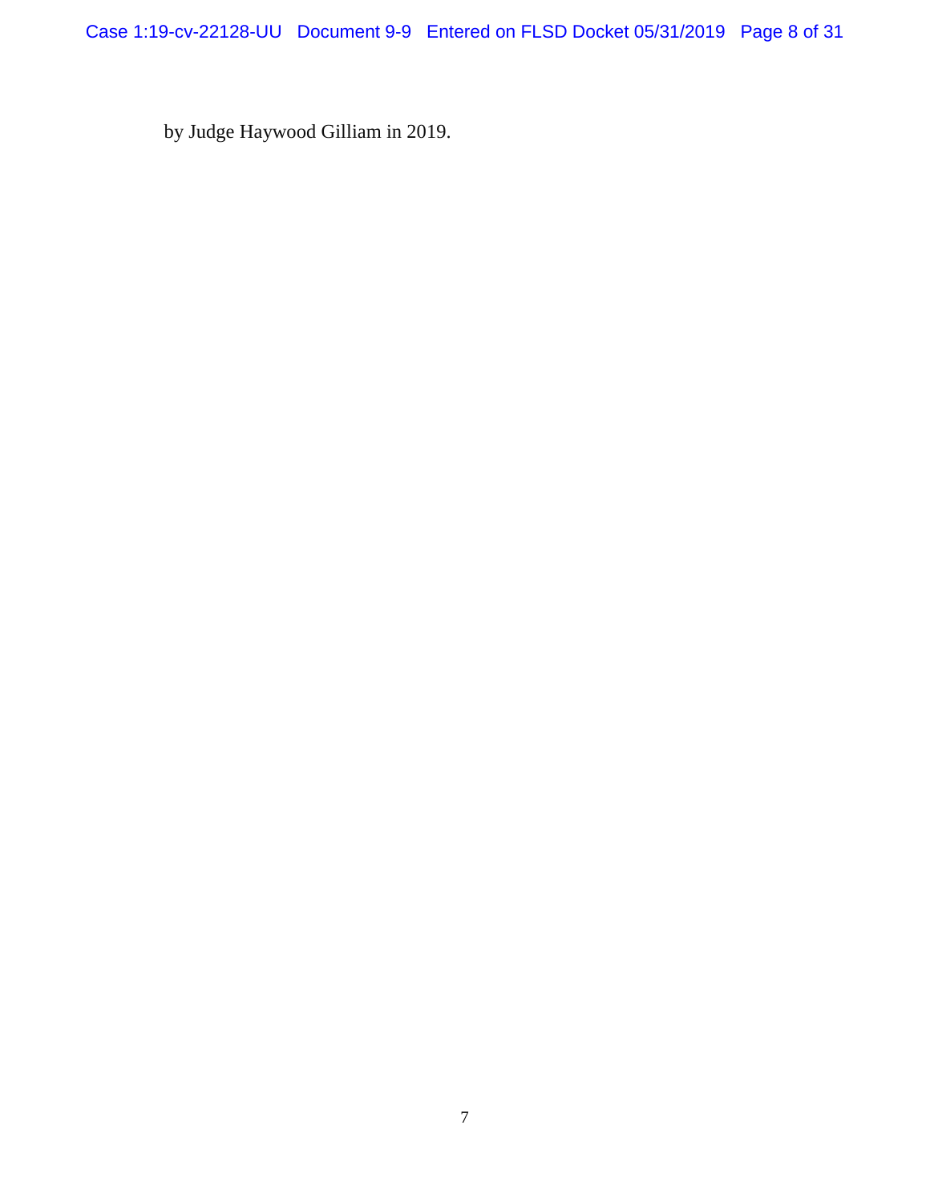by Judge Haywood Gilliam in 2019.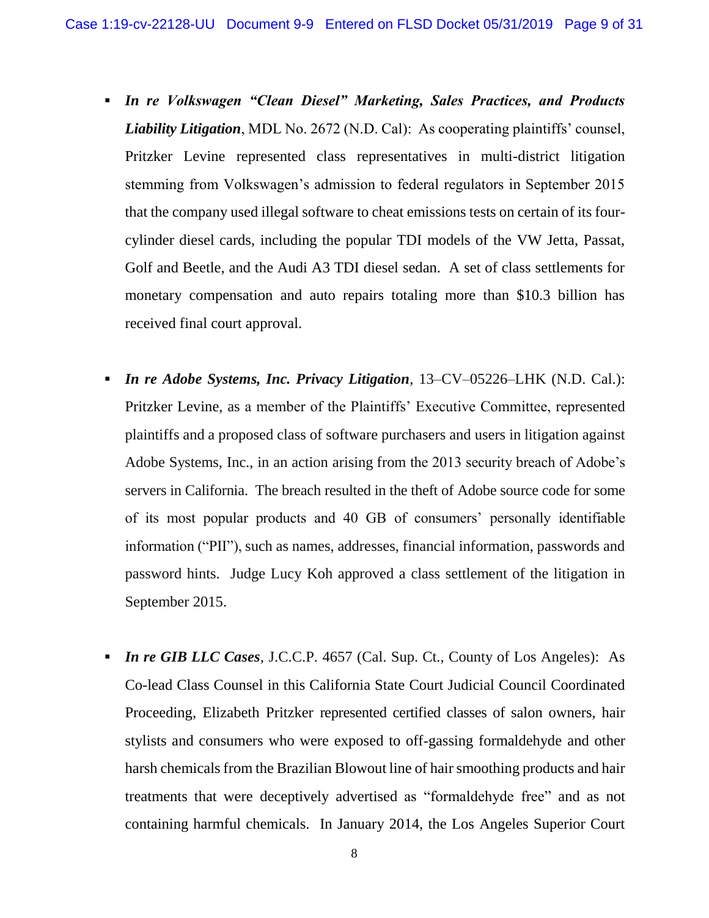- ***In re Volkswagen "Clean Diesel" Marketing, Sales Practices, and Products Liability Litigation***, MDL No. 2672 (N.D. Cal): As cooperating plaintiffs' counsel, Pritzker Levine represented class representatives in multi-district litigation stemming from Volkswagen's admission to federal regulators in September 2015 that the company used illegal software to cheat emissions tests on certain of its four-cylinder diesel cards, including the popular TDI models of the VW Jetta, Passat, Golf and Beetle, and the Audi A3 TDI diesel sedan. A set of class settlements for monetary compensation and auto repairs totaling more than $10.3 billion has received final court approval.

- ***In re Adobe Systems, Inc. Privacy Litigation***, 13–CV–05226–LHK (N.D. Cal.): Pritzker Levine, as a member of the Plaintiffs' Executive Committee, represented plaintiffs and a proposed class of software purchasers and users in litigation against Adobe Systems, Inc., in an action arising from the 2013 security breach of Adobe's servers in California. The breach resulted in the theft of Adobe source code for some of its most popular products and 40 GB of consumers' personally identifiable information ("PII"), such as names, addresses, financial information, passwords and password hints. Judge Lucy Koh approved a class settlement of the litigation in September 2015.

- ***In re GIB LLC Cases***, J.C.C.P. 4657 (Cal. Sup. Ct., County of Los Angeles): As Co-lead Class Counsel in this California State Court Judicial Council Coordinated Proceeding, Elizabeth Pritzker represented certified classes of salon owners, hair stylists and consumers who were exposed to off-gassing formaldehyde and other harsh chemicals from the Brazilian Blowout line of hair smoothing products and hair treatments that were deceptively advertised as "formaldehyde free" and as not containing harmful chemicals. In January 2014, the Los Angeles Superior Court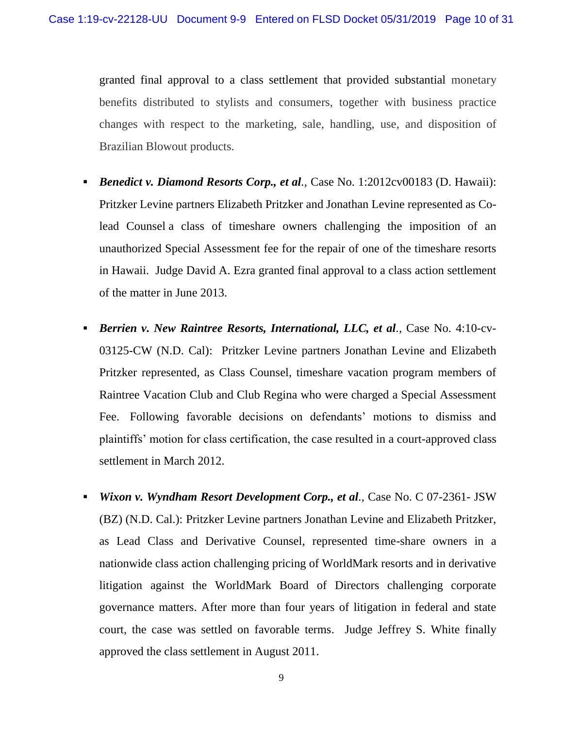granted final approval to a class settlement that provided substantial monetary benefits distributed to stylists and consumers, together with business practice changes with respect to the marketing, sale, handling, use, and disposition of Brazilian Blowout products.

- ***Benedict v. Diamond Resorts Corp., et al.***, Case No. 1:2012cv00183 (D. Hawaii): Pritzker Levine partners Elizabeth Pritzker and Jonathan Levine represented as Co-lead Counsel a class of timeshare owners challenging the imposition of an unauthorized Special Assessment fee for the repair of one of the timeshare resorts in Hawaii. Judge David A. Ezra granted final approval to a class action settlement of the matter in June 2013.

- ***Berrien v. New Raintree Resorts, International, LLC, et al.***, Case No. 4:10-cv-03125-CW (N.D. Cal): Pritzker Levine partners Jonathan Levine and Elizabeth Pritzker represented, as Class Counsel, timeshare vacation program members of Raintree Vacation Club and Club Regina who were charged a Special Assessment Fee. Following favorable decisions on defendants' motions to dismiss and plaintiffs' motion for class certification, the case resulted in a court-approved class settlement in March 2012.

- ***Wixon v. Wyndham Resort Development Corp., et al.***, Case No. C 07-2361- JSW (BZ) (N.D. Cal.): Pritzker Levine partners Jonathan Levine and Elizabeth Pritzker, as Lead Class and Derivative Counsel, represented time-share owners in a nationwide class action challenging pricing of WorldMark resorts and in derivative litigation against the WorldMark Board of Directors challenging corporate governance matters. After more than four years of litigation in federal and state court, the case was settled on favorable terms. Judge Jeffrey S. White finally approved the class settlement in August 2011.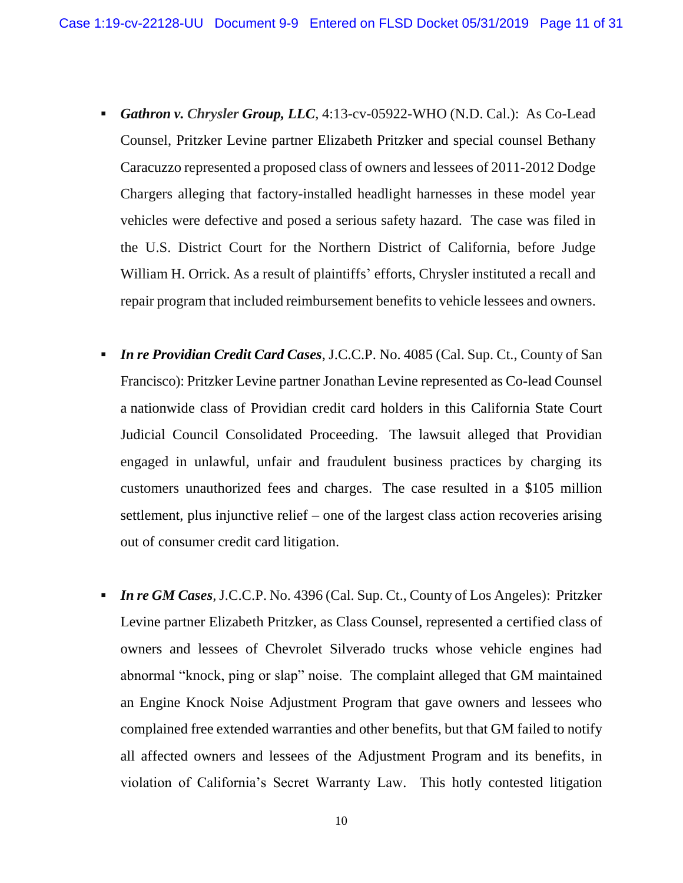- ***Gathron v. Chrysler Group, LLC***, 4:13-cv-05922-WHO (N.D. Cal.): As Co-Lead Counsel, Pritzker Levine partner Elizabeth Pritzker and special counsel Bethany Caracuzzo represented a proposed class of owners and lessees of 2011-2012 Dodge Chargers alleging that factory-installed headlight harnesses in these model year vehicles were defective and posed a serious safety hazard. The case was filed in the U.S. District Court for the Northern District of California, before Judge William H. Orrick. As a result of plaintiffs' efforts, Chrysler instituted a recall and repair program that included reimbursement benefits to vehicle lessees and owners.

- ***In re Providian Credit Card Cases***, J.C.C.P. No. 4085 (Cal. Sup. Ct., County of San Francisco): Pritzker Levine partner Jonathan Levine represented as Co-lead Counsel a nationwide class of Providian credit card holders in this California State Court Judicial Council Consolidated Proceeding. The lawsuit alleged that Providian engaged in unlawful, unfair and fraudulent business practices by charging its customers unauthorized fees and charges. The case resulted in a $105 million settlement, plus injunctive relief – one of the largest class action recoveries arising out of consumer credit card litigation.

- ***In re GM Cases***, J.C.C.P. No. 4396 (Cal. Sup. Ct., County of Los Angeles): Pritzker Levine partner Elizabeth Pritzker, as Class Counsel, represented a certified class of owners and lessees of Chevrolet Silverado trucks whose vehicle engines had abnormal "knock, ping or slap" noise. The complaint alleged that GM maintained an Engine Knock Noise Adjustment Program that gave owners and lessees who complained free extended warranties and other benefits, but that GM failed to notify all affected owners and lessees of the Adjustment Program and its benefits, in violation of California's Secret Warranty Law. This hotly contested litigation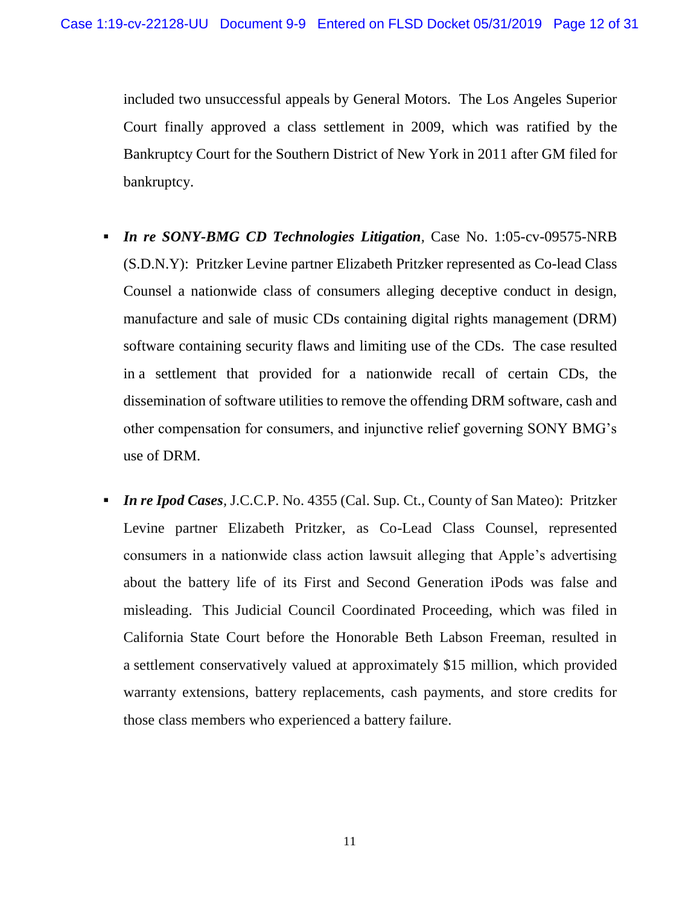included two unsuccessful appeals by General Motors. The Los Angeles Superior Court finally approved a class settlement in 2009, which was ratified by the Bankruptcy Court for the Southern District of New York in 2011 after GM filed for bankruptcy.

- ***In re SONY-BMG CD Technologies Litigation***, Case No. 1:05-cv-09575-NRB (S.D.N.Y): Pritzker Levine partner Elizabeth Pritzker represented as Co-lead Class Counsel a nationwide class of consumers alleging deceptive conduct in design, manufacture and sale of music CDs containing digital rights management (DRM) software containing security flaws and limiting use of the CDs. The case resulted in a settlement that provided for a nationwide recall of certain CDs, the dissemination of software utilities to remove the offending DRM software, cash and other compensation for consumers, and injunctive relief governing SONY BMG's use of DRM.

- ***In re Ipod Cases***, J.C.C.P. No. 4355 (Cal. Sup. Ct., County of San Mateo): Pritzker Levine partner Elizabeth Pritzker, as Co-Lead Class Counsel, represented consumers in a nationwide class action lawsuit alleging that Apple's advertising about the battery life of its First and Second Generation iPods was false and misleading. This Judicial Council Coordinated Proceeding, which was filed in California State Court before the Honorable Beth Labson Freeman, resulted in a settlement conservatively valued at approximately $15 million, which provided warranty extensions, battery replacements, cash payments, and store credits for those class members who experienced a battery failure.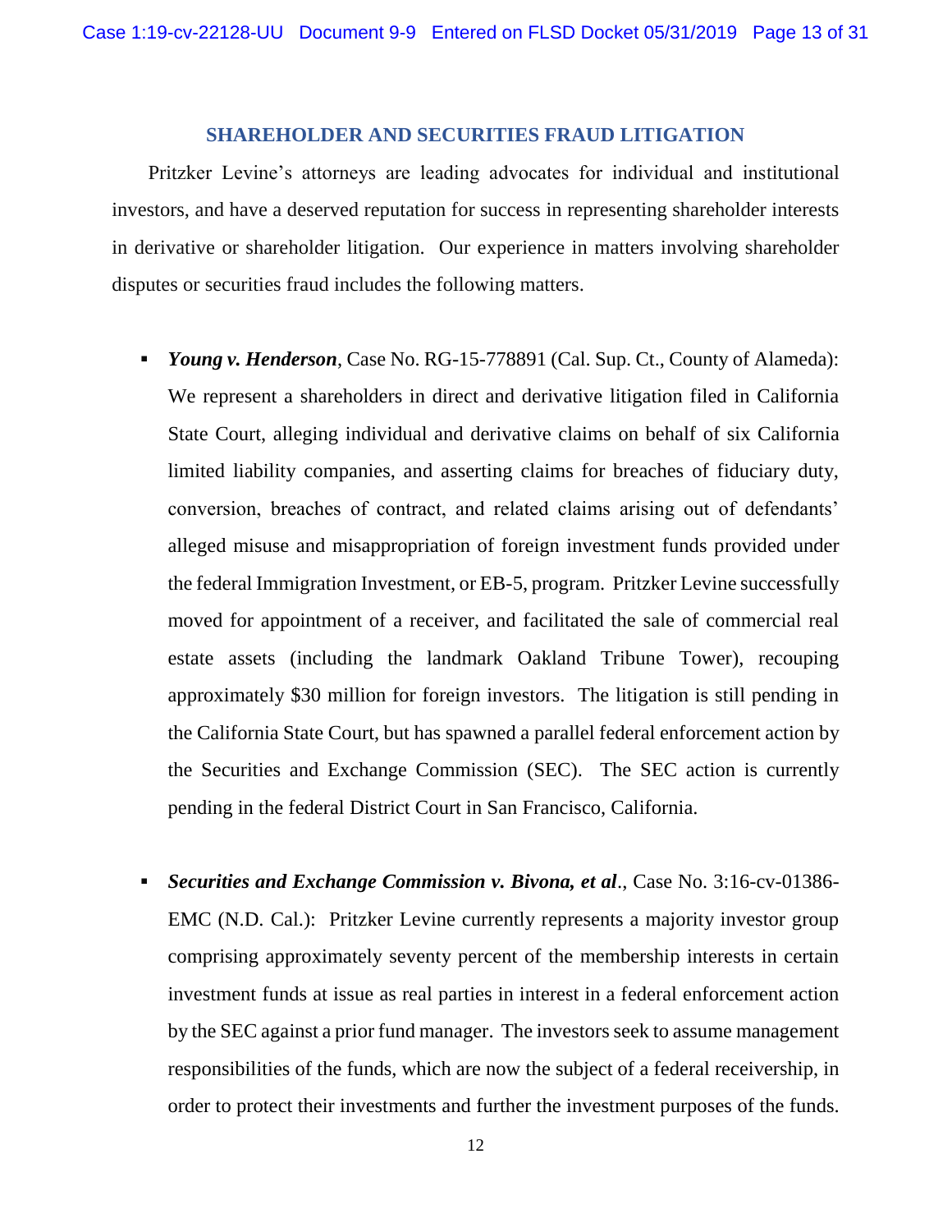## SHAREHOLDER AND SECURITIES FRAUD LITIGATION

Pritzker Levine's attorneys are leading advocates for individual and institutional investors, and have a deserved reputation for success in representing shareholder interests in derivative or shareholder litigation. Our experience in matters involving shareholder disputes or securities fraud includes the following matters.

- ***Young v. Henderson***, Case No. RG-15-778891 (Cal. Sup. Ct., County of Alameda): We represent a shareholders in direct and derivative litigation filed in California State Court, alleging individual and derivative claims on behalf of six California limited liability companies, and asserting claims for breaches of fiduciary duty, conversion, breaches of contract, and related claims arising out of defendants' alleged misuse and misappropriation of foreign investment funds provided under the federal Immigration Investment, or EB-5, program. Pritzker Levine successfully moved for appointment of a receiver, and facilitated the sale of commercial real estate assets (including the landmark Oakland Tribune Tower), recouping approximately $30 million for foreign investors. The litigation is still pending in the California State Court, but has spawned a parallel federal enforcement action by the Securities and Exchange Commission (SEC). The SEC action is currently pending in the federal District Court in San Francisco, California.

- ***Securities and Exchange Commission v. Bivona, et al***., Case No. 3:16-cv-01386-EMC (N.D. Cal.): Pritzker Levine currently represents a majority investor group comprising approximately seventy percent of the membership interests in certain investment funds at issue as real parties in interest in a federal enforcement action by the SEC against a prior fund manager. The investors seek to assume management responsibilities of the funds, which are now the subject of a federal receivership, in order to protect their investments and further the investment purposes of the funds.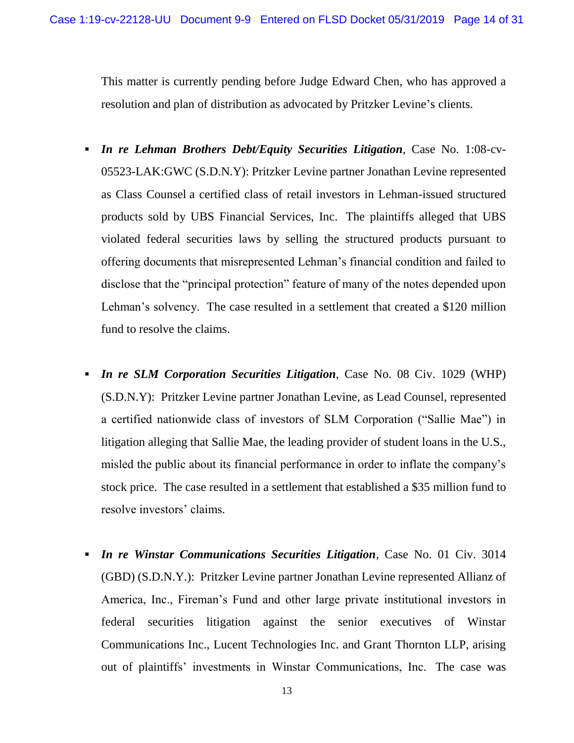This matter is currently pending before Judge Edward Chen, who has approved a resolution and plan of distribution as advocated by Pritzker Levine's clients.

- ***In re Lehman Brothers Debt/Equity Securities Litigation***, Case No. 1:08-cv-05523-LAK:GWC (S.D.N.Y): Pritzker Levine partner Jonathan Levine represented as Class Counsel a certified class of retail investors in Lehman-issued structured products sold by UBS Financial Services, Inc. The plaintiffs alleged that UBS violated federal securities laws by selling the structured products pursuant to offering documents that misrepresented Lehman's financial condition and failed to disclose that the "principal protection" feature of many of the notes depended upon Lehman's solvency. The case resulted in a settlement that created a $120 million fund to resolve the claims.

- ***In re SLM Corporation Securities Litigation***, Case No. 08 Civ. 1029 (WHP) (S.D.N.Y): Pritzker Levine partner Jonathan Levine, as Lead Counsel, represented a certified nationwide class of investors of SLM Corporation ("Sallie Mae") in litigation alleging that Sallie Mae, the leading provider of student loans in the U.S., misled the public about its financial performance in order to inflate the company's stock price. The case resulted in a settlement that established a $35 million fund to resolve investors' claims.

- ***In re Winstar Communications Securities Litigation***, Case No. 01 Civ. 3014 (GBD) (S.D.N.Y.): Pritzker Levine partner Jonathan Levine represented Allianz of America, Inc., Fireman's Fund and other large private institutional investors in federal securities litigation against the senior executives of Winstar Communications Inc., Lucent Technologies Inc. and Grant Thornton LLP, arising out of plaintiffs' investments in Winstar Communications, Inc. The case was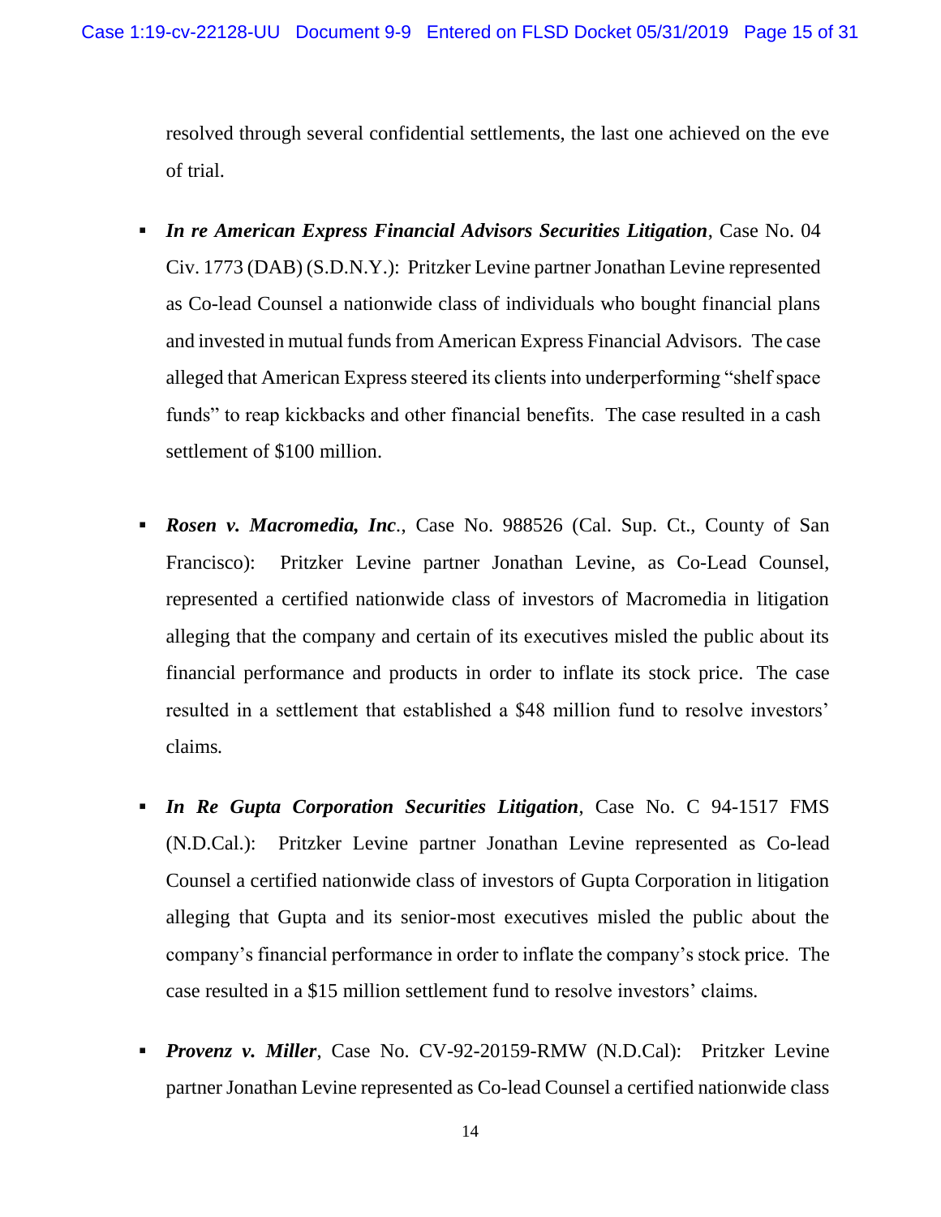resolved through several confidential settlements, the last one achieved on the eve of trial.

- ***In re American Express Financial Advisors Securities Litigation***, Case No. 04 Civ. 1773 (DAB) (S.D.N.Y.): Pritzker Levine partner Jonathan Levine represented as Co-lead Counsel a nationwide class of individuals who bought financial plans and invested in mutual funds from American Express Financial Advisors. The case alleged that American Express steered its clients into underperforming "shelf space funds" to reap kickbacks and other financial benefits. The case resulted in a cash settlement of $100 million.

- ***Rosen v. Macromedia, Inc***., Case No. 988526 (Cal. Sup. Ct., County of San Francisco): Pritzker Levine partner Jonathan Levine, as Co-Lead Counsel, represented a certified nationwide class of investors of Macromedia in litigation alleging that the company and certain of its executives misled the public about its financial performance and products in order to inflate its stock price. The case resulted in a settlement that established a $48 million fund to resolve investors' claims.

- ***In Re Gupta Corporation Securities Litigation***, Case No. C 94-1517 FMS (N.D.Cal.): Pritzker Levine partner Jonathan Levine represented as Co-lead Counsel a certified nationwide class of investors of Gupta Corporation in litigation alleging that Gupta and its senior-most executives misled the public about the company's financial performance in order to inflate the company's stock price. The case resulted in a $15 million settlement fund to resolve investors' claims.

- ***Provenz v. Miller***, Case No. CV-92-20159-RMW (N.D.Cal): Pritzker Levine partner Jonathan Levine represented as Co-lead Counsel a certified nationwide class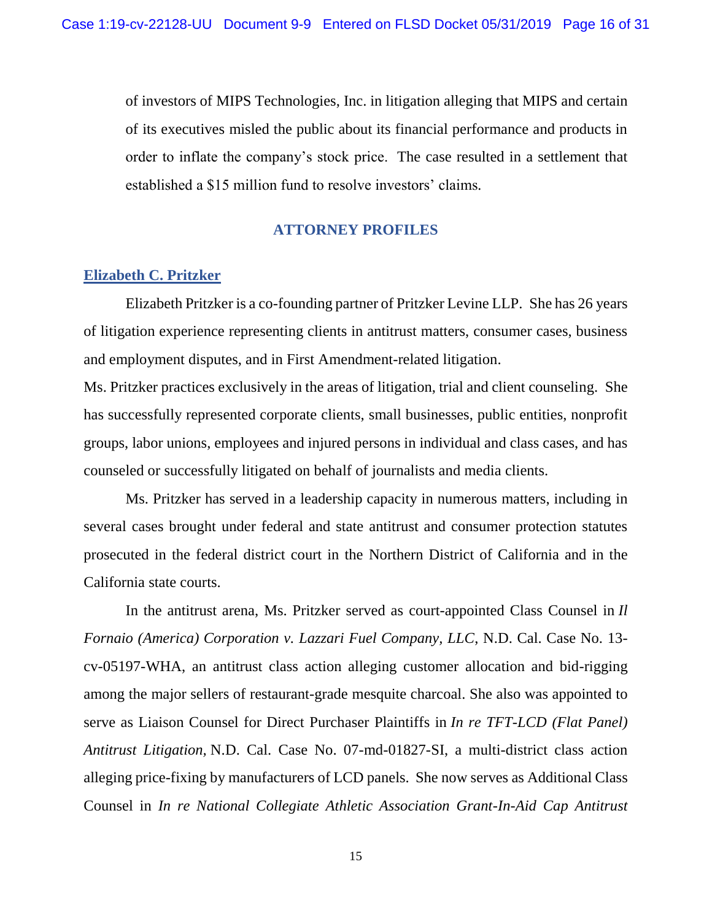of investors of MIPS Technologies, Inc. in litigation alleging that MIPS and certain of its executives misled the public about its financial performance and products in order to inflate the company's stock price. The case resulted in a settlement that established a $15 million fund to resolve investors' claims.

## ATTORNEY PROFILES

### Elizabeth C. Pritzker

Elizabeth Pritzker is a co-founding partner of Pritzker Levine LLP. She has 26 years of litigation experience representing clients in antitrust matters, consumer cases, business and employment disputes, and in First Amendment-related litigation.

Ms. Pritzker practices exclusively in the areas of litigation, trial and client counseling. She has successfully represented corporate clients, small businesses, public entities, nonprofit groups, labor unions, employees and injured persons in individual and class cases, and has counseled or successfully litigated on behalf of journalists and media clients.

Ms. Pritzker has served in a leadership capacity in numerous matters, including in several cases brought under federal and state antitrust and consumer protection statutes prosecuted in the federal district court in the Northern District of California and in the California state courts.

In the antitrust arena, Ms. Pritzker served as court-appointed Class Counsel in *Il Fornaio (America) Corporation v. Lazzari Fuel Company, LLC*, N.D. Cal. Case No. 13-cv-05197-WHA, an antitrust class action alleging customer allocation and bid-rigging among the major sellers of restaurant-grade mesquite charcoal. She also was appointed to serve as Liaison Counsel for Direct Purchaser Plaintiffs in *In re TFT-LCD (Flat Panel) Antitrust Litigation*, N.D. Cal. Case No. 07-md-01827-SI, a multi-district class action alleging price-fixing by manufacturers of LCD panels. She now serves as Additional Class Counsel in *In re National Collegiate Athletic Association Grant-In-Aid Cap Antitrust*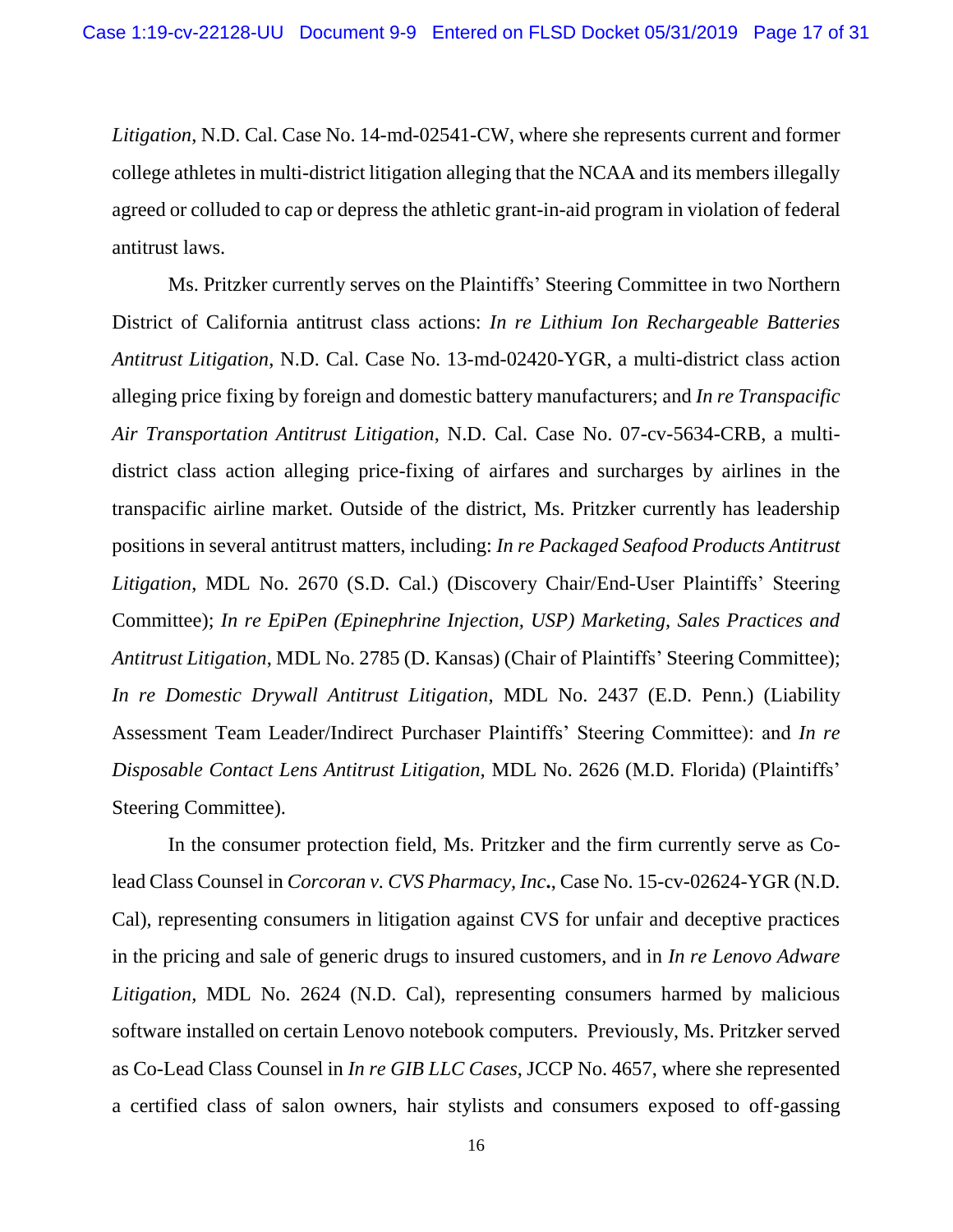*Litigation*, N.D. Cal. Case No. 14-md-02541-CW, where she represents current and former college athletes in multi-district litigation alleging that the NCAA and its members illegally agreed or colluded to cap or depress the athletic grant-in-aid program in violation of federal antitrust laws.

Ms. Pritzker currently serves on the Plaintiffs' Steering Committee in two Northern District of California antitrust class actions: *In re Lithium Ion Rechargeable Batteries Antitrust Litigation*, N.D. Cal. Case No. 13-md-02420-YGR, a multi-district class action alleging price fixing by foreign and domestic battery manufacturers; and *In re Transpacific Air Transportation Antitrust Litigation*, N.D. Cal. Case No. 07-cv-5634-CRB, a multi-district class action alleging price-fixing of airfares and surcharges by airlines in the transpacific airline market. Outside of the district, Ms. Pritzker currently has leadership positions in several antitrust matters, including: *In re Packaged Seafood Products Antitrust Litigation*, MDL No. 2670 (S.D. Cal.) (Discovery Chair/End-User Plaintiffs' Steering Committee); *In re EpiPen (Epinephrine Injection, USP) Marketing, Sales Practices and Antitrust Litigation*, MDL No. 2785 (D. Kansas) (Chair of Plaintiffs' Steering Committee); *In re Domestic Drywall Antitrust Litigation*, MDL No. 2437 (E.D. Penn.) (Liability Assessment Team Leader/Indirect Purchaser Plaintiffs' Steering Committee): and *In re Disposable Contact Lens Antitrust Litigation*, MDL No. 2626 (M.D. Florida) (Plaintiffs' Steering Committee).

In the consumer protection field, Ms. Pritzker and the firm currently serve as Co-lead Class Counsel in *Corcoran v. CVS Pharmacy, Inc.*, Case No. 15-cv-02624-YGR (N.D. Cal), representing consumers in litigation against CVS for unfair and deceptive practices in the pricing and sale of generic drugs to insured customers, and in *In re Lenovo Adware Litigation*, MDL No. 2624 (N.D. Cal), representing consumers harmed by malicious software installed on certain Lenovo notebook computers. Previously, Ms. Pritzker served as Co-Lead Class Counsel in *In re GIB LLC Cases*, JCCP No. 4657, where she represented a certified class of salon owners, hair stylists and consumers exposed to off-gassing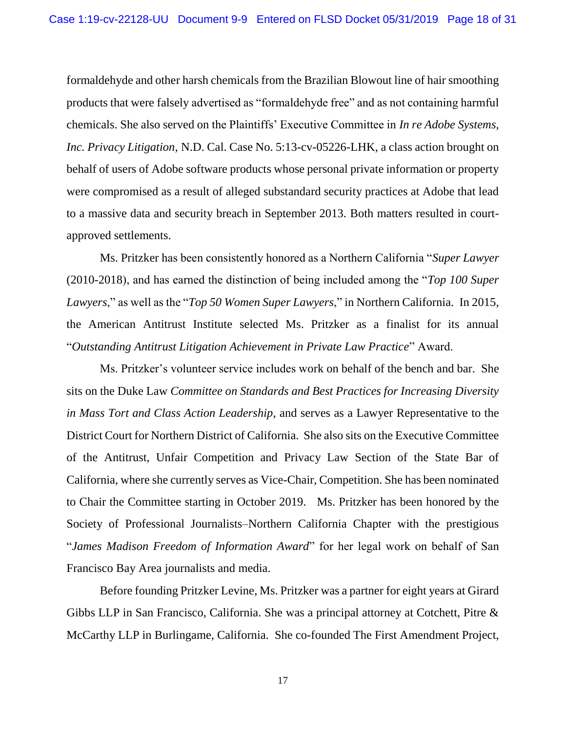formaldehyde and other harsh chemicals from the Brazilian Blowout line of hair smoothing products that were falsely advertised as "formaldehyde free" and as not containing harmful chemicals. She also served on the Plaintiffs' Executive Committee in *In re Adobe Systems, Inc. Privacy Litigation,* N.D. Cal. Case No. 5:13-cv-05226-LHK, a class action brought on behalf of users of Adobe software products whose personal private information or property were compromised as a result of alleged substandard security practices at Adobe that lead to a massive data and security breach in September 2013. Both matters resulted in court-approved settlements.

Ms. Pritzker has been consistently honored as a Northern California "*Super Lawyer* (2010-2018), and has earned the distinction of being included among the "*Top 100 Super Lawyers*," as well as the "*Top 50 Women Super Lawyers*," in Northern California. In 2015, the American Antitrust Institute selected Ms. Pritzker as a finalist for its annual "*Outstanding Antitrust Litigation Achievement in Private Law Practice*" Award.

Ms. Pritzker's volunteer service includes work on behalf of the bench and bar. She sits on the Duke Law *Committee on Standards and Best Practices for Increasing Diversity in Mass Tort and Class Action Leadership*, and serves as a Lawyer Representative to the District Court for Northern District of California. She also sits on the Executive Committee of the Antitrust, Unfair Competition and Privacy Law Section of the State Bar of California, where she currently serves as Vice-Chair, Competition. She has been nominated to Chair the Committee starting in October 2019. Ms. Pritzker has been honored by the Society of Professional Journalists–Northern California Chapter with the prestigious "*James Madison Freedom of Information Award*" for her legal work on behalf of San Francisco Bay Area journalists and media.

Before founding Pritzker Levine, Ms. Pritzker was a partner for eight years at Girard Gibbs LLP in San Francisco, California. She was a principal attorney at Cotchett, Pitre & McCarthy LLP in Burlingame, California. She co-founded The First Amendment Project,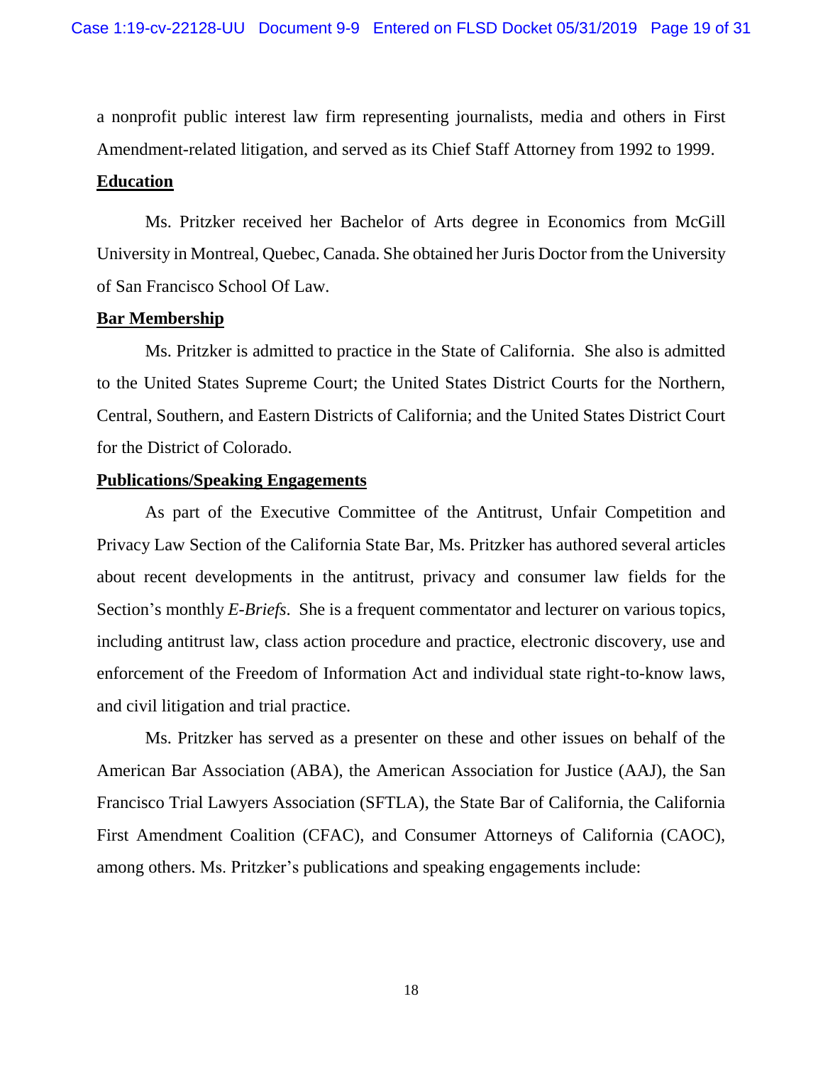a nonprofit public interest law firm representing journalists, media and others in First Amendment-related litigation, and served as its Chief Staff Attorney from 1992 to 1999.

**Education**

Ms. Pritzker received her Bachelor of Arts degree in Economics from McGill University in Montreal, Quebec, Canada. She obtained her Juris Doctor from the University of San Francisco School Of Law.

**Bar Membership**

Ms. Pritzker is admitted to practice in the State of California. She also is admitted to the United States Supreme Court; the United States District Courts for the Northern, Central, Southern, and Eastern Districts of California; and the United States District Court for the District of Colorado.

**Publications/Speaking Engagements**

As part of the Executive Committee of the Antitrust, Unfair Competition and Privacy Law Section of the California State Bar, Ms. Pritzker has authored several articles about recent developments in the antitrust, privacy and consumer law fields for the Section's monthly *E-Briefs*. She is a frequent commentator and lecturer on various topics, including antitrust law, class action procedure and practice, electronic discovery, use and enforcement of the Freedom of Information Act and individual state right-to-know laws, and civil litigation and trial practice.

Ms. Pritzker has served as a presenter on these and other issues on behalf of the American Bar Association (ABA), the American Association for Justice (AAJ), the San Francisco Trial Lawyers Association (SFTLA), the State Bar of California, the California First Amendment Coalition (CFAC), and Consumer Attorneys of California (CAOC), among others. Ms. Pritzker's publications and speaking engagements include: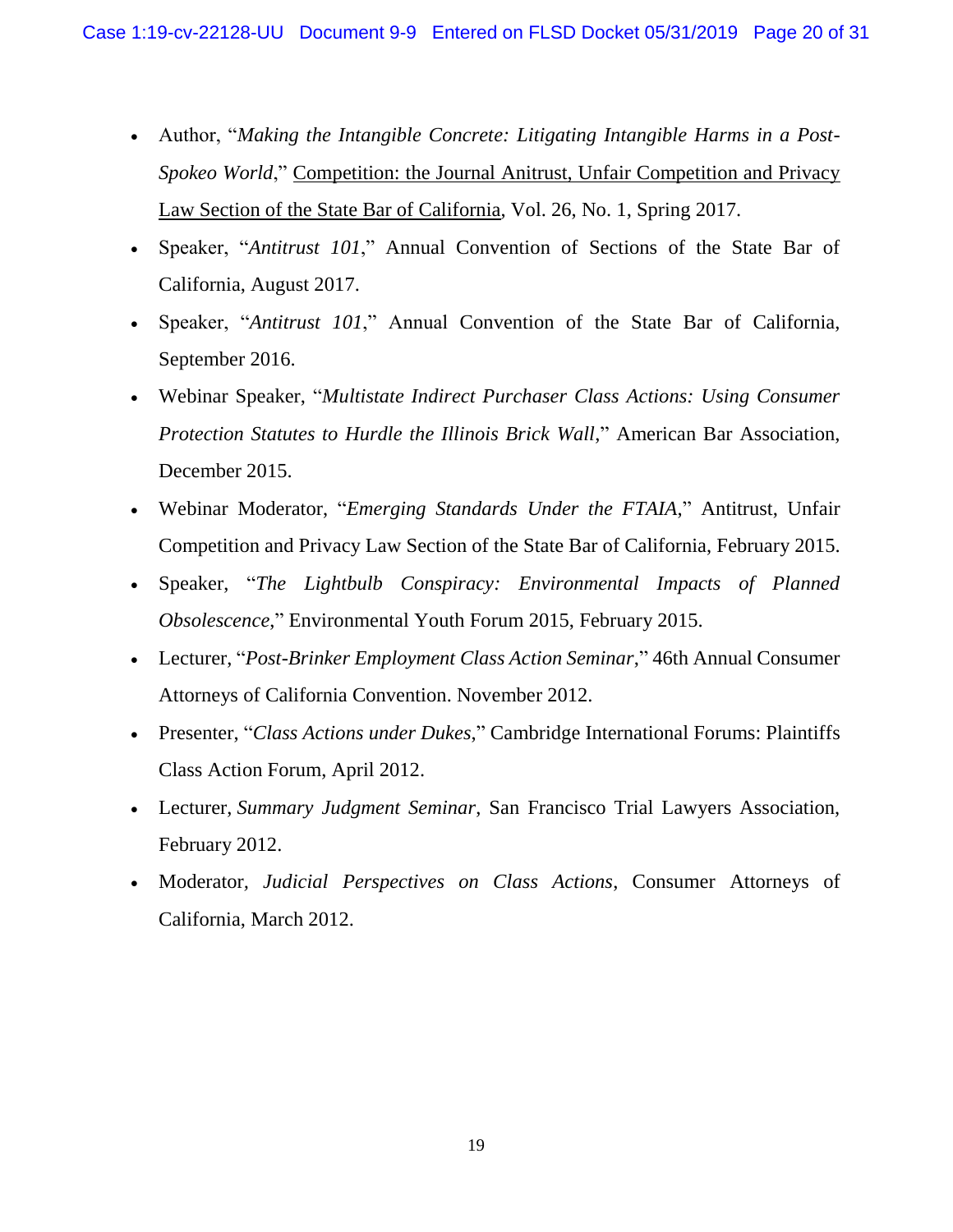- Author, "*Making the Intangible Concrete: Litigating Intangible Harms in a Post-Spokeo World*," Competition: the Journal Anitrust, Unfair Competition and Privacy Law Section of the State Bar of California, Vol. 26, No. 1, Spring 2017.
- Speaker, "*Antitrust 101*," Annual Convention of Sections of the State Bar of California, August 2017.
- Speaker, "*Antitrust 101*," Annual Convention of the State Bar of California, September 2016.
- Webinar Speaker, "*Multistate Indirect Purchaser Class Actions: Using Consumer Protection Statutes to Hurdle the Illinois Brick Wall*," American Bar Association, December 2015.
- Webinar Moderator, "*Emerging Standards Under the FTAIA*," Antitrust, Unfair Competition and Privacy Law Section of the State Bar of California, February 2015.
- Speaker, "*The Lightbulb Conspiracy: Environmental Impacts of Planned Obsolescence*," Environmental Youth Forum 2015, February 2015.
- Lecturer, "*Post-Brinker Employment Class Action Seminar*," 46th Annual Consumer Attorneys of California Convention. November 2012.
- Presenter, "*Class Actions under Dukes*," Cambridge International Forums: Plaintiffs Class Action Forum, April 2012.
- Lecturer, *Summary Judgment Seminar*, San Francisco Trial Lawyers Association, February 2012.
- Moderator, *Judicial Perspectives on Class Actions*, Consumer Attorneys of California, March 2012.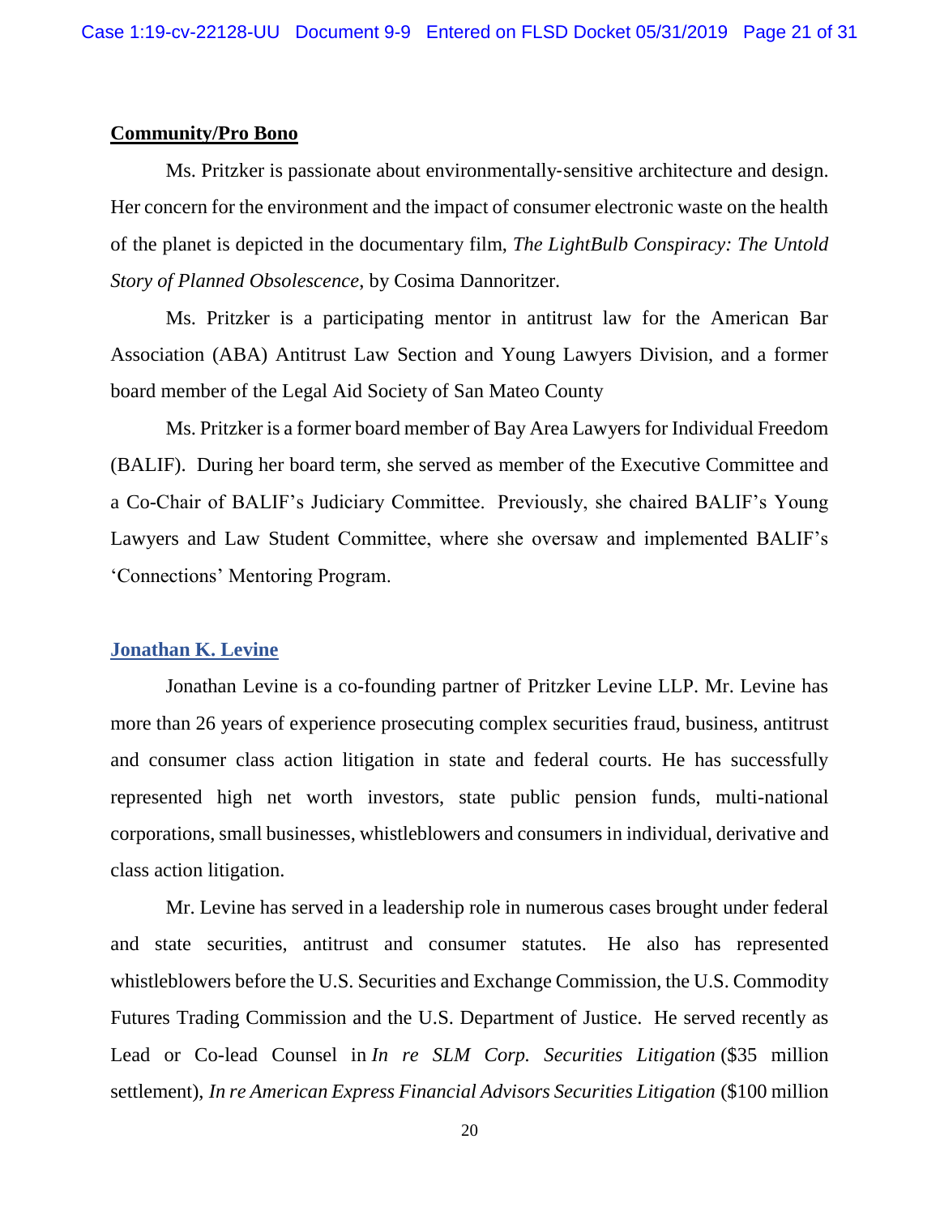**Community/Pro Bono**

Ms. Pritzker is passionate about environmentally-sensitive architecture and design. Her concern for the environment and the impact of consumer electronic waste on the health of the planet is depicted in the documentary film, *The LightBulb Conspiracy: The Untold Story of Planned Obsolescence*, by Cosima Dannoritzer.

Ms. Pritzker is a participating mentor in antitrust law for the American Bar Association (ABA) Antitrust Law Section and Young Lawyers Division, and a former board member of the Legal Aid Society of San Mateo County

Ms. Pritzker is a former board member of Bay Area Lawyers for Individual Freedom (BALIF). During her board term, she served as member of the Executive Committee and a Co-Chair of BALIF's Judiciary Committee. Previously, she chaired BALIF's Young Lawyers and Law Student Committee, where she oversaw and implemented BALIF's 'Connections' Mentoring Program.

**Jonathan K. Levine**

Jonathan Levine is a co-founding partner of Pritzker Levine LLP. Mr. Levine has more than 26 years of experience prosecuting complex securities fraud, business, antitrust and consumer class action litigation in state and federal courts. He has successfully represented high net worth investors, state public pension funds, multi-national corporations, small businesses, whistleblowers and consumers in individual, derivative and class action litigation.

Mr. Levine has served in a leadership role in numerous cases brought under federal and state securities, antitrust and consumer statutes. He also has represented whistleblowers before the U.S. Securities and Exchange Commission, the U.S. Commodity Futures Trading Commission and the U.S. Department of Justice. He served recently as Lead or Co-lead Counsel in *In re SLM Corp. Securities Litigation* ($35 million settlement), *In re American Express Financial Advisors Securities Litigation* ($100 million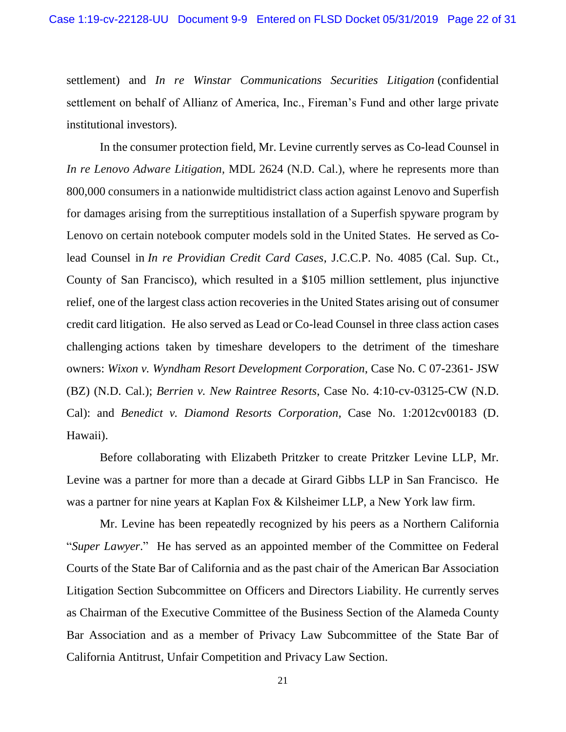settlement) and *In re Winstar Communications Securities Litigation* (confidential settlement on behalf of Allianz of America, Inc., Fireman's Fund and other large private institutional investors).

In the consumer protection field, Mr. Levine currently serves as Co-lead Counsel in *In re Lenovo Adware Litigation*, MDL 2624 (N.D. Cal.), where he represents more than 800,000 consumers in a nationwide multidistrict class action against Lenovo and Superfish for damages arising from the surreptitious installation of a Superfish spyware program by Lenovo on certain notebook computer models sold in the United States. He served as Co-lead Counsel in *In re Providian Credit Card Cases*, J.C.C.P. No. 4085 (Cal. Sup. Ct., County of San Francisco), which resulted in a $105 million settlement, plus injunctive relief, one of the largest class action recoveries in the United States arising out of consumer credit card litigation. He also served as Lead or Co-lead Counsel in three class action cases challenging actions taken by timeshare developers to the detriment of the timeshare owners: *Wixon v. Wyndham Resort Development Corporation*, Case No. C 07-2361- JSW (BZ) (N.D. Cal.); *Berrien v. New Raintree Resorts*, Case No. 4:10-cv-03125-CW (N.D. Cal): and *Benedict v. Diamond Resorts Corporation*, Case No. 1:2012cv00183 (D. Hawaii).

Before collaborating with Elizabeth Pritzker to create Pritzker Levine LLP, Mr. Levine was a partner for more than a decade at Girard Gibbs LLP in San Francisco. He was a partner for nine years at Kaplan Fox & Kilsheimer LLP, a New York law firm.

Mr. Levine has been repeatedly recognized by his peers as a Northern California "*Super Lawyer*." He has served as an appointed member of the Committee on Federal Courts of the State Bar of California and as the past chair of the American Bar Association Litigation Section Subcommittee on Officers and Directors Liability. He currently serves as Chairman of the Executive Committee of the Business Section of the Alameda County Bar Association and as a member of Privacy Law Subcommittee of the State Bar of California Antitrust, Unfair Competition and Privacy Law Section.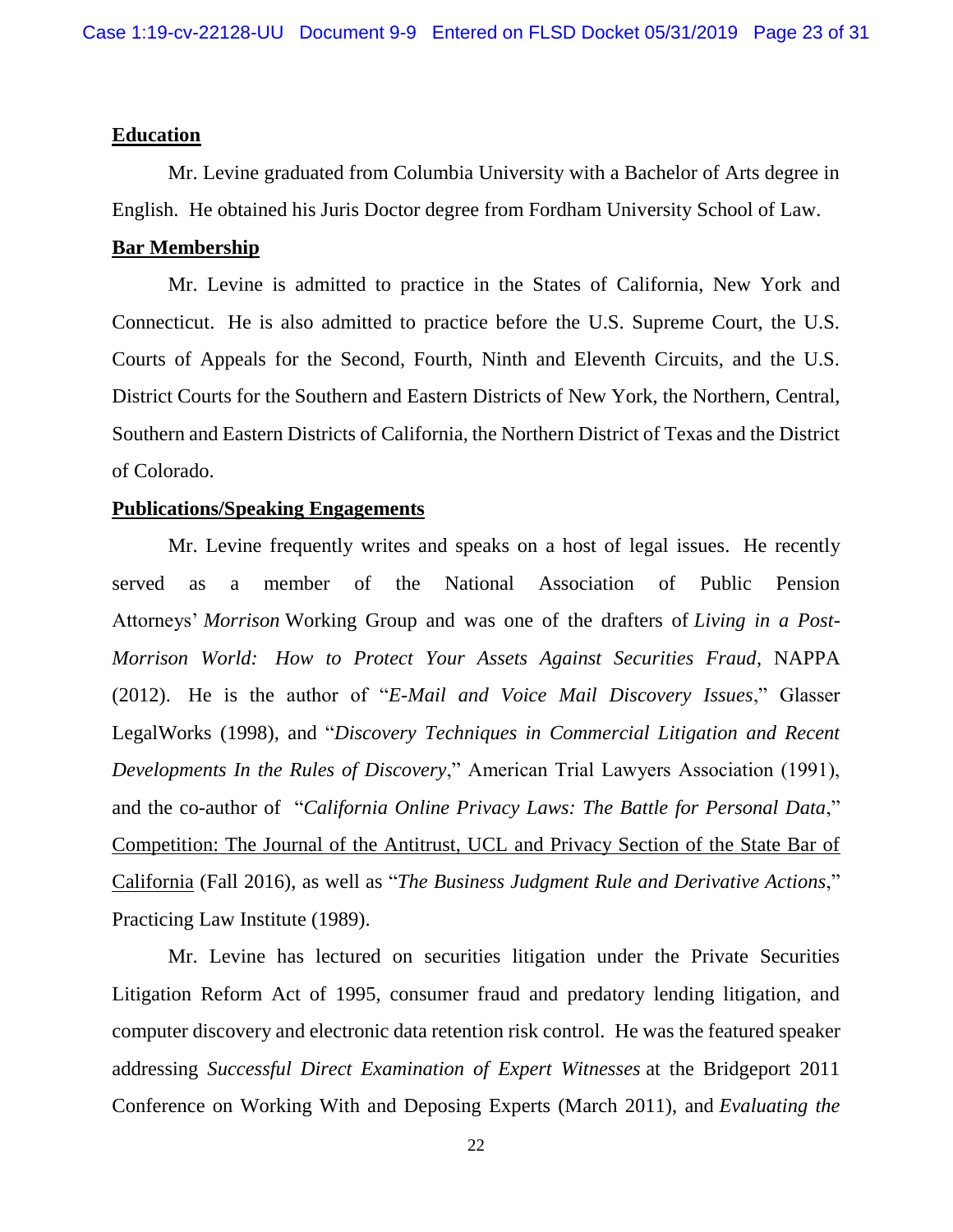**Education**

Mr. Levine graduated from Columbia University with a Bachelor of Arts degree in English. He obtained his Juris Doctor degree from Fordham University School of Law.

**Bar Membership**

Mr. Levine is admitted to practice in the States of California, New York and Connecticut. He is also admitted to practice before the U.S. Supreme Court, the U.S. Courts of Appeals for the Second, Fourth, Ninth and Eleventh Circuits, and the U.S. District Courts for the Southern and Eastern Districts of New York, the Northern, Central, Southern and Eastern Districts of California, the Northern District of Texas and the District of Colorado.

**Publications/Speaking Engagements**

Mr. Levine frequently writes and speaks on a host of legal issues. He recently served as a member of the National Association of Public Pension Attorneys' *Morrison* Working Group and was one of the drafters of *Living in a Post-Morrison World: How to Protect Your Assets Against Securities Fraud*, NAPPA (2012). He is the author of "*E-Mail and Voice Mail Discovery Issues*," Glasser LegalWorks (1998), and "*Discovery Techniques in Commercial Litigation and Recent Developments In the Rules of Discovery*," American Trial Lawyers Association (1991), and the co-author of "*California Online Privacy Laws: The Battle for Personal Data*," Competition: The Journal of the Antitrust, UCL and Privacy Section of the State Bar of California (Fall 2016), as well as "*The Business Judgment Rule and Derivative Actions*," Practicing Law Institute (1989).

Mr. Levine has lectured on securities litigation under the Private Securities Litigation Reform Act of 1995, consumer fraud and predatory lending litigation, and computer discovery and electronic data retention risk control. He was the featured speaker addressing *Successful Direct Examination of Expert Witnesses* at the Bridgeport 2011 Conference on Working With and Deposing Experts (March 2011), and *Evaluating the*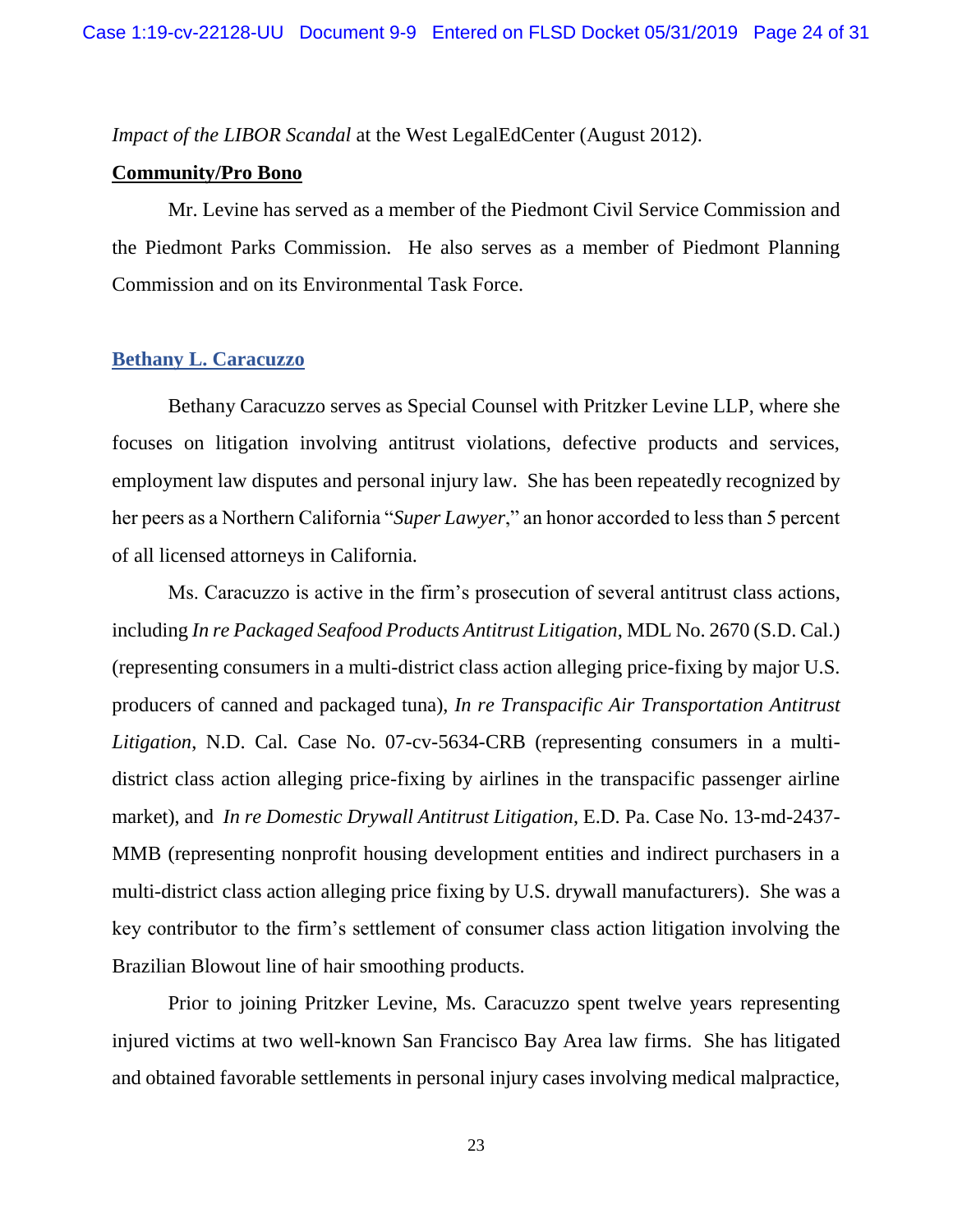*Impact of the LIBOR Scandal* at the West LegalEdCenter (August 2012).

**Community/Pro Bono**

Mr. Levine has served as a member of the Piedmont Civil Service Commission and the Piedmont Parks Commission. He also serves as a member of Piedmont Planning Commission and on its Environmental Task Force.

### Bethany L. Caracuzzo

Bethany Caracuzzo serves as Special Counsel with Pritzker Levine LLP, where she focuses on litigation involving antitrust violations, defective products and services, employment law disputes and personal injury law. She has been repeatedly recognized by her peers as a Northern California "*Super Lawyer*," an honor accorded to less than 5 percent of all licensed attorneys in California.

Ms. Caracuzzo is active in the firm's prosecution of several antitrust class actions, including *In re Packaged Seafood Products Antitrust Litigation*, MDL No. 2670 (S.D. Cal.) (representing consumers in a multi-district class action alleging price-fixing by major U.S. producers of canned and packaged tuna), *In re Transpacific Air Transportation Antitrust Litigation*, N.D. Cal. Case No. 07-cv-5634-CRB (representing consumers in a multi-district class action alleging price-fixing by airlines in the transpacific passenger airline market), and *In re Domestic Drywall Antitrust Litigation*, E.D. Pa. Case No. 13-md-2437-MMB (representing nonprofit housing development entities and indirect purchasers in a multi-district class action alleging price fixing by U.S. drywall manufacturers). She was a key contributor to the firm's settlement of consumer class action litigation involving the Brazilian Blowout line of hair smoothing products.

Prior to joining Pritzker Levine, Ms. Caracuzzo spent twelve years representing injured victims at two well-known San Francisco Bay Area law firms. She has litigated and obtained favorable settlements in personal injury cases involving medical malpractice,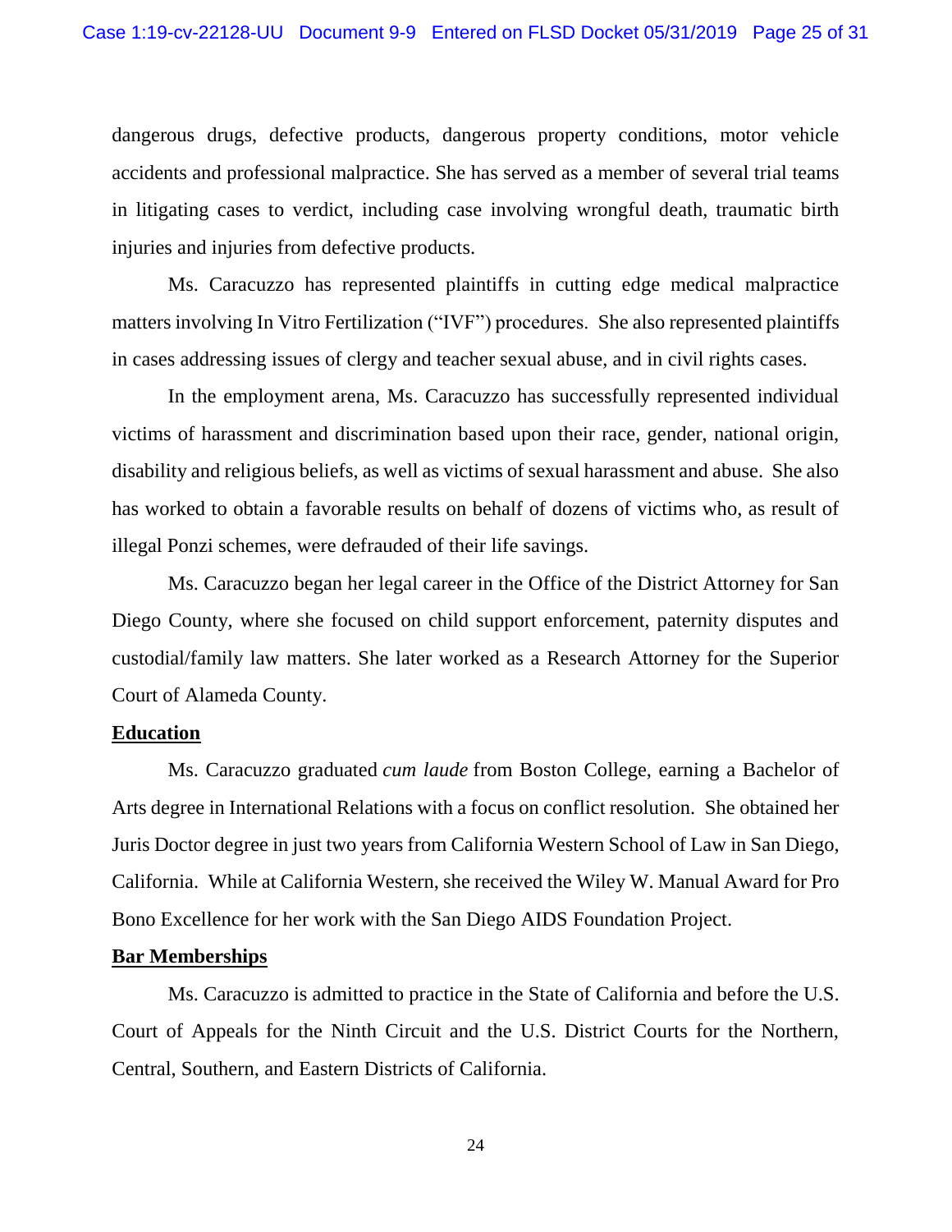dangerous drugs, defective products, dangerous property conditions, motor vehicle accidents and professional malpractice. She has served as a member of several trial teams in litigating cases to verdict, including case involving wrongful death, traumatic birth injuries and injuries from defective products.

Ms. Caracuzzo has represented plaintiffs in cutting edge medical malpractice matters involving In Vitro Fertilization ("IVF") procedures. She also represented plaintiffs in cases addressing issues of clergy and teacher sexual abuse, and in civil rights cases.

In the employment arena, Ms. Caracuzzo has successfully represented individual victims of harassment and discrimination based upon their race, gender, national origin, disability and religious beliefs, as well as victims of sexual harassment and abuse. She also has worked to obtain a favorable results on behalf of dozens of victims who, as result of illegal Ponzi schemes, were defrauded of their life savings.

Ms. Caracuzzo began her legal career in the Office of the District Attorney for San Diego County, where she focused on child support enforcement, paternity disputes and custodial/family law matters. She later worked as a Research Attorney for the Superior Court of Alameda County.

**Education**

Ms. Caracuzzo graduated *cum laude* from Boston College, earning a Bachelor of Arts degree in International Relations with a focus on conflict resolution. She obtained her Juris Doctor degree in just two years from California Western School of Law in San Diego, California. While at California Western, she received the Wiley W. Manual Award for Pro Bono Excellence for her work with the San Diego AIDS Foundation Project.

**Bar Memberships**

Ms. Caracuzzo is admitted to practice in the State of California and before the U.S. Court of Appeals for the Ninth Circuit and the U.S. District Courts for the Northern, Central, Southern, and Eastern Districts of California.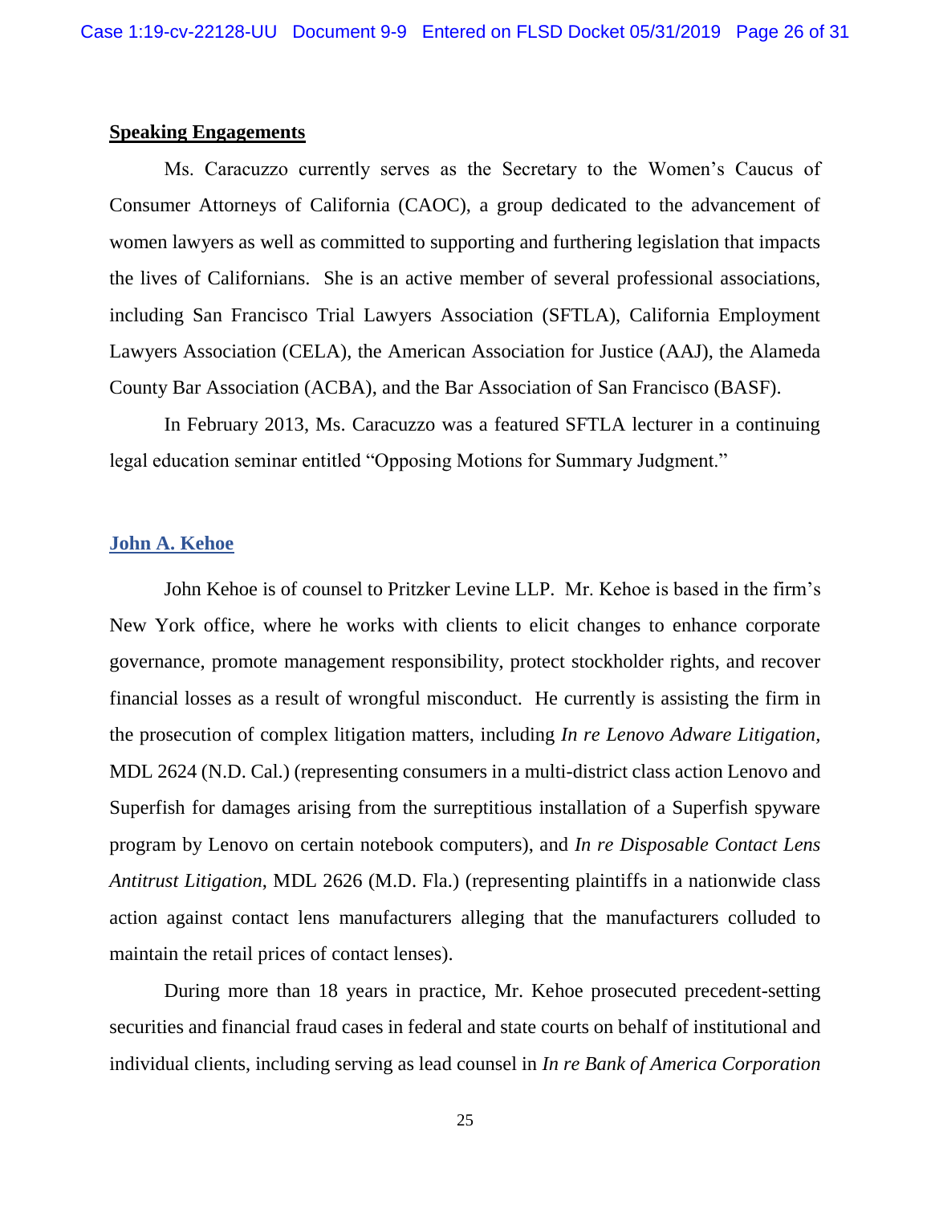**Speaking Engagements**

Ms. Caracuzzo currently serves as the Secretary to the Women's Caucus of Consumer Attorneys of California (CAOC), a group dedicated to the advancement of women lawyers as well as committed to supporting and furthering legislation that impacts the lives of Californians. She is an active member of several professional associations, including San Francisco Trial Lawyers Association (SFTLA), California Employment Lawyers Association (CELA), the American Association for Justice (AAJ), the Alameda County Bar Association (ACBA), and the Bar Association of San Francisco (BASF).

In February 2013, Ms. Caracuzzo was a featured SFTLA lecturer in a continuing legal education seminar entitled "Opposing Motions for Summary Judgment."

**John A. Kehoe**

John Kehoe is of counsel to Pritzker Levine LLP. Mr. Kehoe is based in the firm's New York office, where he works with clients to elicit changes to enhance corporate governance, promote management responsibility, protect stockholder rights, and recover financial losses as a result of wrongful misconduct. He currently is assisting the firm in the prosecution of complex litigation matters, including *In re Lenovo Adware Litigation*, MDL 2624 (N.D. Cal.) (representing consumers in a multi-district class action Lenovo and Superfish for damages arising from the surreptitious installation of a Superfish spyware program by Lenovo on certain notebook computers), and *In re Disposable Contact Lens Antitrust Litigation*, MDL 2626 (M.D. Fla.) (representing plaintiffs in a nationwide class action against contact lens manufacturers alleging that the manufacturers colluded to maintain the retail prices of contact lenses).

During more than 18 years in practice, Mr. Kehoe prosecuted precedent-setting securities and financial fraud cases in federal and state courts on behalf of institutional and individual clients, including serving as lead counsel in *In re Bank of America Corporation*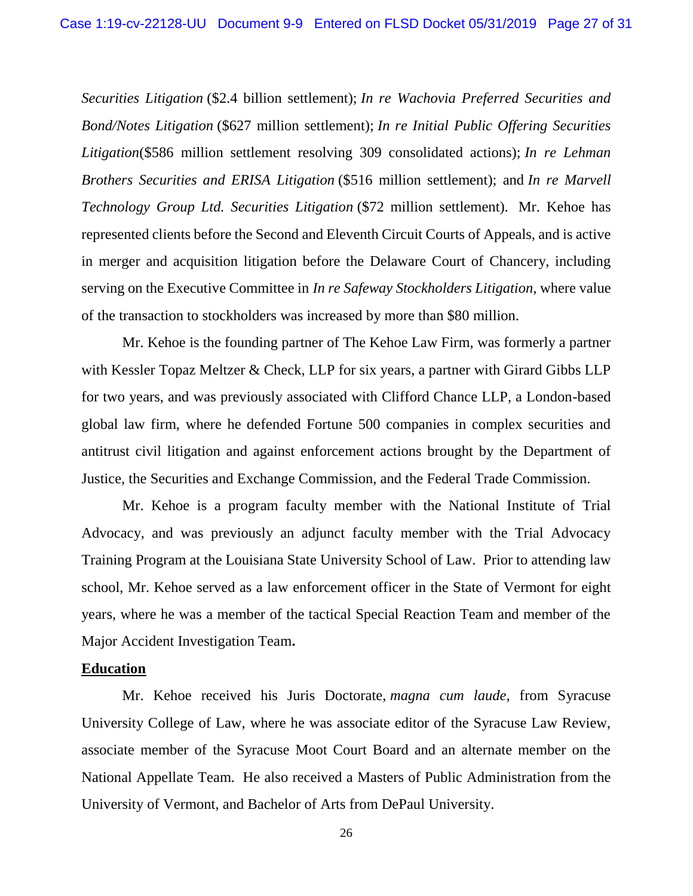*Securities Litigation* ($2.4 billion settlement); *In re Wachovia Preferred Securities and Bond/Notes Litigation* ($627 million settlement); *In re Initial Public Offering Securities Litigation*($586 million settlement resolving 309 consolidated actions); *In re Lehman Brothers Securities and ERISA Litigation* ($516 million settlement); and *In re Marvell Technology Group Ltd. Securities Litigation* ($72 million settlement). Mr. Kehoe has represented clients before the Second and Eleventh Circuit Courts of Appeals, and is active in merger and acquisition litigation before the Delaware Court of Chancery, including serving on the Executive Committee in *In re Safeway Stockholders Litigation*, where value of the transaction to stockholders was increased by more than $80 million.

Mr. Kehoe is the founding partner of The Kehoe Law Firm, was formerly a partner with Kessler Topaz Meltzer & Check, LLP for six years, a partner with Girard Gibbs LLP for two years, and was previously associated with Clifford Chance LLP, a London-based global law firm, where he defended Fortune 500 companies in complex securities and antitrust civil litigation and against enforcement actions brought by the Department of Justice, the Securities and Exchange Commission, and the Federal Trade Commission.

Mr. Kehoe is a program faculty member with the National Institute of Trial Advocacy, and was previously an adjunct faculty member with the Trial Advocacy Training Program at the Louisiana State University School of Law. Prior to attending law school, Mr. Kehoe served as a law enforcement officer in the State of Vermont for eight years, where he was a member of the tactical Special Reaction Team and member of the Major Accident Investigation Team**.**

**Education**

Mr. Kehoe received his Juris Doctorate, *magna cum laude*, from Syracuse University College of Law, where he was associate editor of the Syracuse Law Review, associate member of the Syracuse Moot Court Board and an alternate member on the National Appellate Team. He also received a Masters of Public Administration from the University of Vermont, and Bachelor of Arts from DePaul University.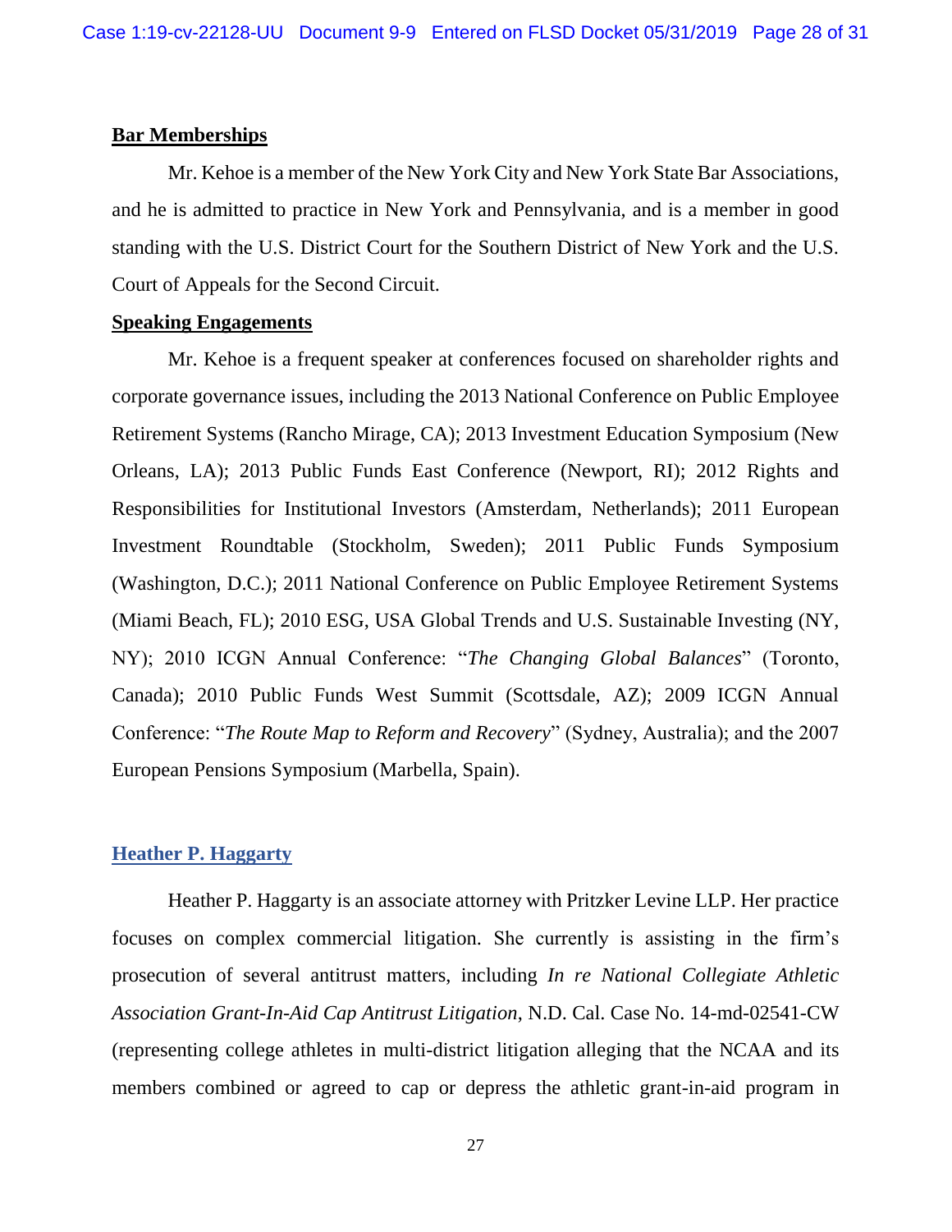**Bar Memberships**

Mr. Kehoe is a member of the New York City and New York State Bar Associations, and he is admitted to practice in New York and Pennsylvania, and is a member in good standing with the U.S. District Court for the Southern District of New York and the U.S. Court of Appeals for the Second Circuit.

**Speaking Engagements**

Mr. Kehoe is a frequent speaker at conferences focused on shareholder rights and corporate governance issues, including the 2013 National Conference on Public Employee Retirement Systems (Rancho Mirage, CA); 2013 Investment Education Symposium (New Orleans, LA); 2013 Public Funds East Conference (Newport, RI); 2012 Rights and Responsibilities for Institutional Investors (Amsterdam, Netherlands); 2011 European Investment Roundtable (Stockholm, Sweden); 2011 Public Funds Symposium (Washington, D.C.); 2011 National Conference on Public Employee Retirement Systems (Miami Beach, FL); 2010 ESG, USA Global Trends and U.S. Sustainable Investing (NY, NY); 2010 ICGN Annual Conference: "*The Changing Global Balances*" (Toronto, Canada); 2010 Public Funds West Summit (Scottsdale, AZ); 2009 ICGN Annual Conference: "*The Route Map to Reform and Recovery*" (Sydney, Australia); and the 2007 European Pensions Symposium (Marbella, Spain).

**Heather P. Haggarty**

Heather P. Haggarty is an associate attorney with Pritzker Levine LLP. Her practice focuses on complex commercial litigation. She currently is assisting in the firm's prosecution of several antitrust matters, including *In re National Collegiate Athletic Association Grant-In-Aid Cap Antitrust Litigation*, N.D. Cal. Case No. 14-md-02541-CW (representing college athletes in multi-district litigation alleging that the NCAA and its members combined or agreed to cap or depress the athletic grant-in-aid program in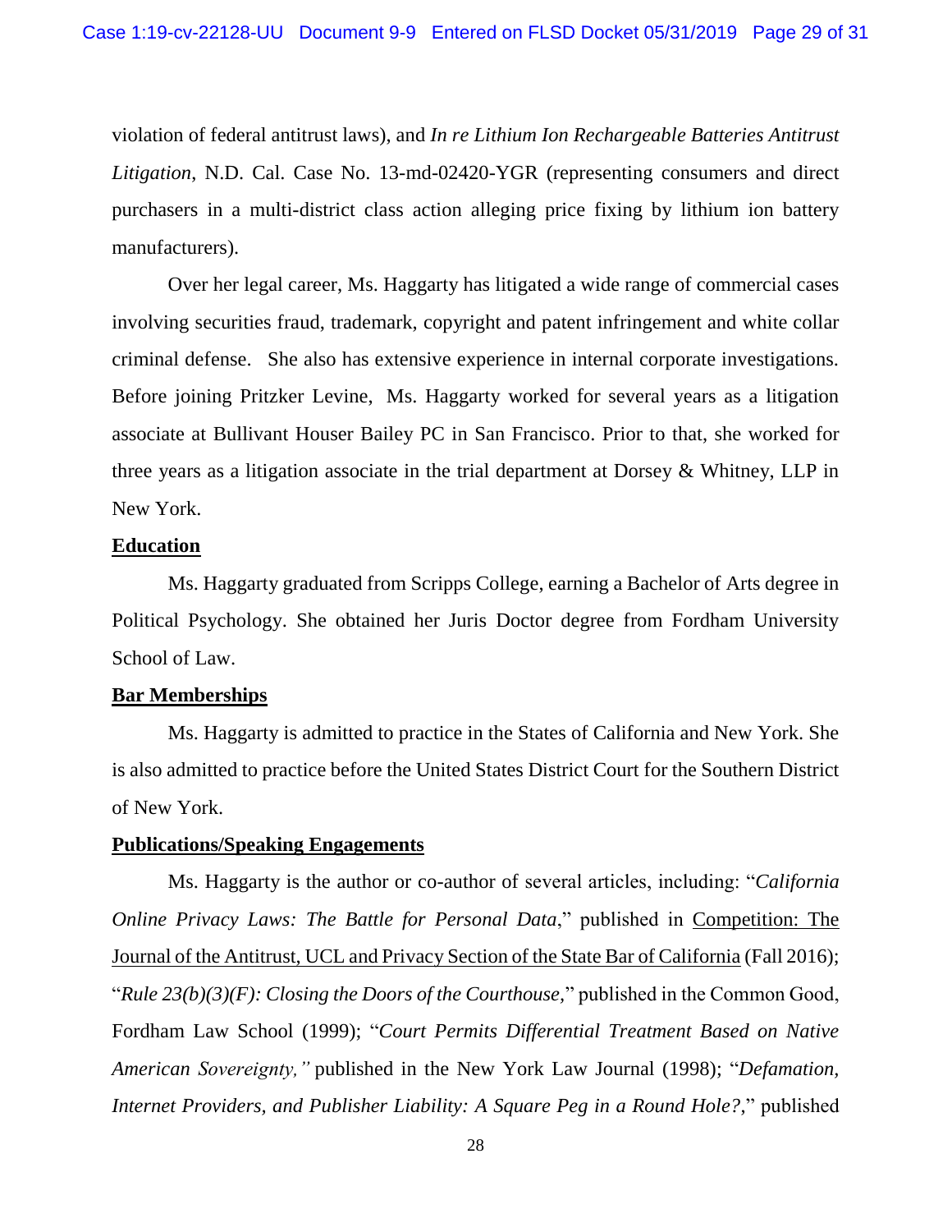violation of federal antitrust laws), and *In re Lithium Ion Rechargeable Batteries Antitrust Litigation*, N.D. Cal. Case No. 13-md-02420-YGR (representing consumers and direct purchasers in a multi-district class action alleging price fixing by lithium ion battery manufacturers).

Over her legal career, Ms. Haggarty has litigated a wide range of commercial cases involving securities fraud, trademark, copyright and patent infringement and white collar criminal defense. She also has extensive experience in internal corporate investigations. Before joining Pritzker Levine, Ms. Haggarty worked for several years as a litigation associate at Bullivant Houser Bailey PC in San Francisco. Prior to that, she worked for three years as a litigation associate in the trial department at Dorsey & Whitney, LLP in New York.

**Education**

Ms. Haggarty graduated from Scripps College, earning a Bachelor of Arts degree in Political Psychology. She obtained her Juris Doctor degree from Fordham University School of Law.

**Bar Memberships**

Ms. Haggarty is admitted to practice in the States of California and New York. She is also admitted to practice before the United States District Court for the Southern District of New York.

**Publications/Speaking Engagements**

Ms. Haggarty is the author or co-author of several articles, including: "*California Online Privacy Laws: The Battle for Personal Data*," published in Competition: The Journal of the Antitrust, UCL and Privacy Section of the State Bar of California (Fall 2016); "*Rule 23(b)(3)(F): Closing the Doors of the Courthouse*," published in the Common Good, Fordham Law School (1999); "*Court Permits Differential Treatment Based on Native American Sovereignty,"* published in the New York Law Journal (1998); "*Defamation, Internet Providers, and Publisher Liability: A Square Peg in a Round Hole?*," published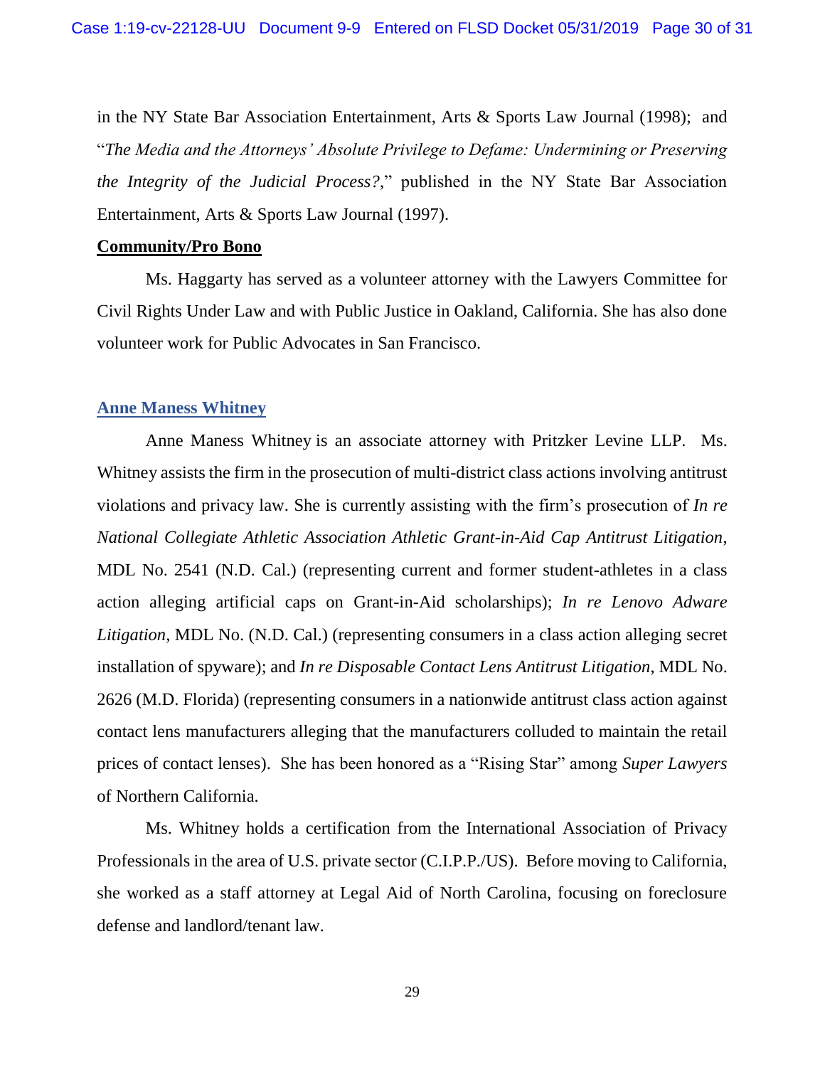in the NY State Bar Association Entertainment, Arts & Sports Law Journal (1998); and "*The Media and the Attorneys' Absolute Privilege to Defame: Undermining or Preserving the Integrity of the Judicial Process?*," published in the NY State Bar Association Entertainment, Arts & Sports Law Journal (1997).

**Community/Pro Bono**

Ms. Haggarty has served as a volunteer attorney with the Lawyers Committee for Civil Rights Under Law and with Public Justice in Oakland, California. She has also done volunteer work for Public Advocates in San Francisco.

**Anne Maness Whitney**

Anne Maness Whitney is an associate attorney with Pritzker Levine LLP. Ms. Whitney assists the firm in the prosecution of multi-district class actions involving antitrust violations and privacy law. She is currently assisting with the firm's prosecution of *In re National Collegiate Athletic Association Athletic Grant-in-Aid Cap Antitrust Litigation*, MDL No. 2541 (N.D. Cal.) (representing current and former student-athletes in a class action alleging artificial caps on Grant-in-Aid scholarships); *In re Lenovo Adware Litigation*, MDL No. (N.D. Cal.) (representing consumers in a class action alleging secret installation of spyware); and *In re Disposable Contact Lens Antitrust Litigation*, MDL No. 2626 (M.D. Florida) (representing consumers in a nationwide antitrust class action against contact lens manufacturers alleging that the manufacturers colluded to maintain the retail prices of contact lenses). She has been honored as a "Rising Star" among *Super Lawyers* of Northern California.

Ms. Whitney holds a certification from the International Association of Privacy Professionals in the area of U.S. private sector (C.I.P.P./US). Before moving to California, she worked as a staff attorney at Legal Aid of North Carolina, focusing on foreclosure defense and landlord/tenant law.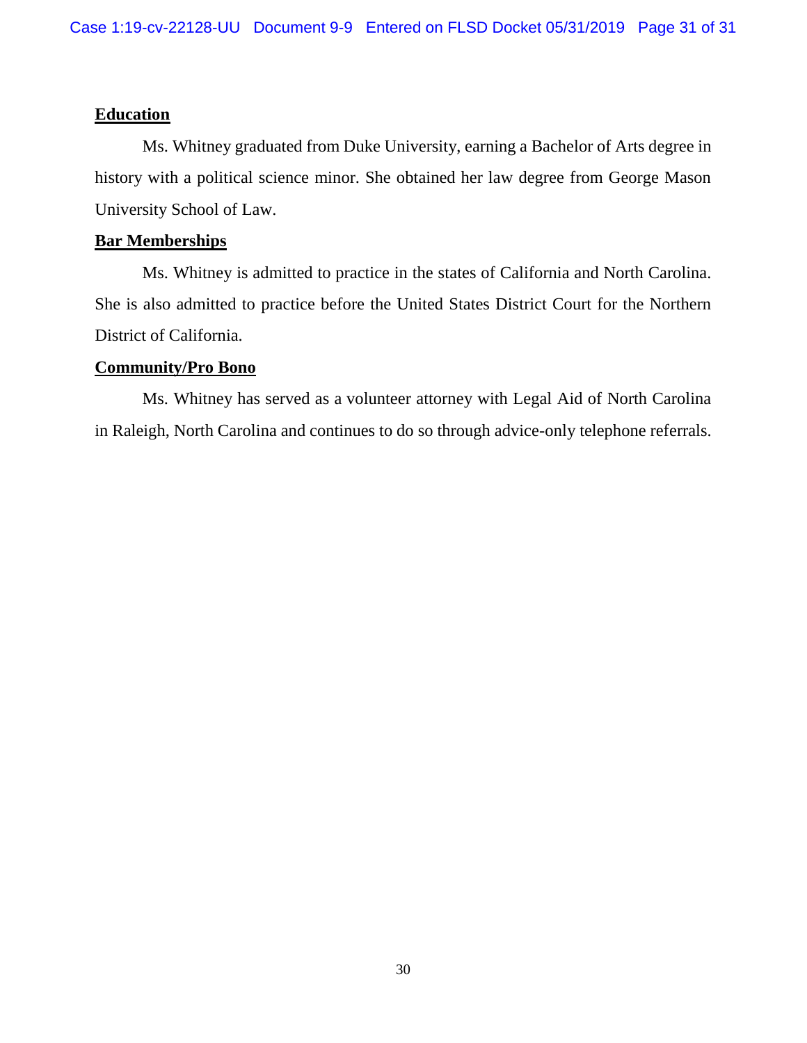**Education**

Ms. Whitney graduated from Duke University, earning a Bachelor of Arts degree in history with a political science minor. She obtained her law degree from George Mason University School of Law.

**Bar Memberships**

Ms. Whitney is admitted to practice in the states of California and North Carolina. She is also admitted to practice before the United States District Court for the Northern District of California.

**Community/Pro Bono**

Ms. Whitney has served as a volunteer attorney with Legal Aid of North Carolina in Raleigh, North Carolina and continues to do so through advice-only telephone referrals.